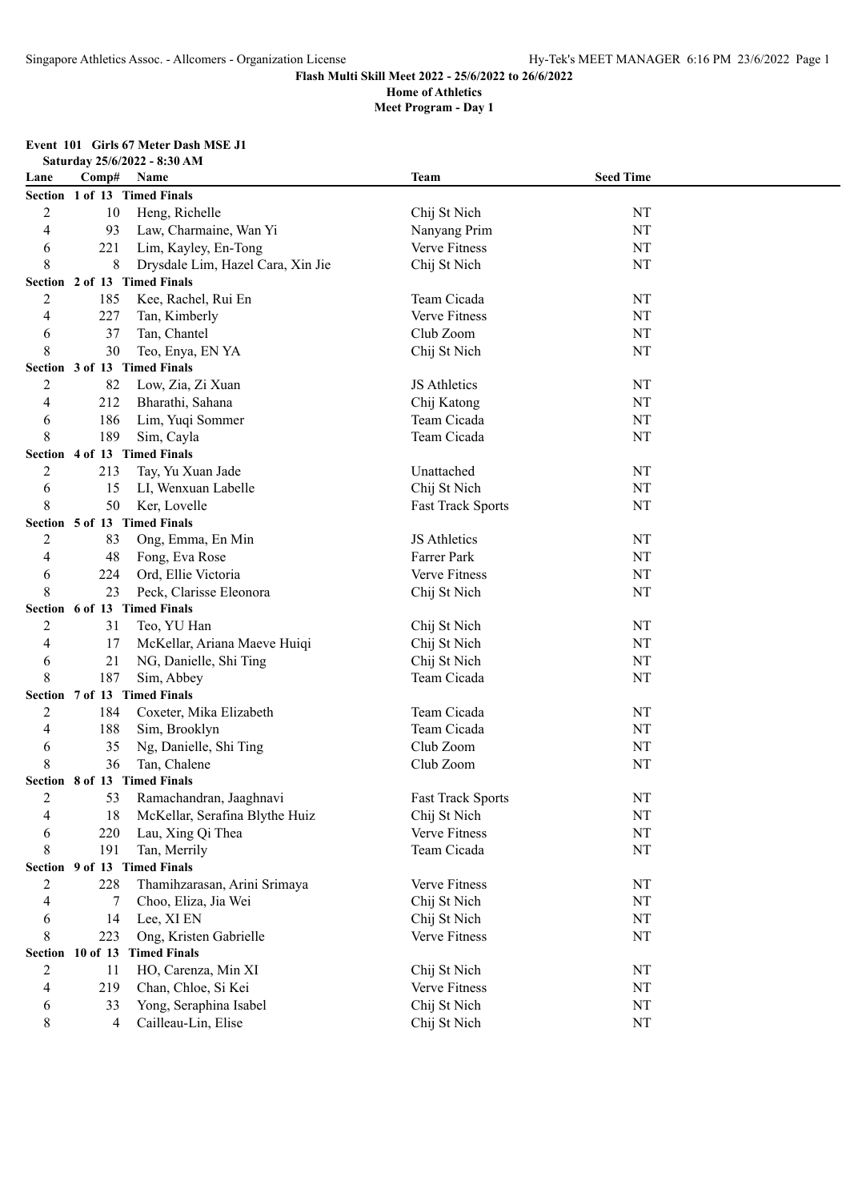Flash Multi Skill Meet 2022 - 25/6/2022 to 26/6/2022

Home of Athletics

Meet Program - Day 1

**Event 101 Girls 67 Meter Dash MSE J1**

**Saturday 25/6/2022 - 8:30 AM**

| Lane | Comp# | Name | Team | Seed Time |
|---|---|---|---|---|
| **Section 1 of 13 Timed Finals** | | | | |
| 2 | 10 | Heng, Richelle | Chij St Nich | NT |
| 4 | 93 | Law, Charmaine, Wan Yi | Nanyang Prim | NT |
| 6 | 221 | Lim, Kayley, En-Tong | Verve Fitness | NT |
| 8 | 8 | Drysdale Lim, Hazel Cara, Xin Jie | Chij St Nich | NT |
| **Section 2 of 13 Timed Finals** | | | | |
| 2 | 185 | Kee, Rachel, Rui En | Team Cicada | NT |
| 4 | 227 | Tan, Kimberly | Verve Fitness | NT |
| 6 | 37 | Tan, Chantel | Club Zoom | NT |
| 8 | 30 | Teo, Enya, EN YA | Chij St Nich | NT |
| **Section 3 of 13 Timed Finals** | | | | |
| 2 | 82 | Low, Zia, Zi Xuan | JS Athletics | NT |
| 4 | 212 | Bharathi, Sahana | Chij Katong | NT |
| 6 | 186 | Lim, Yuqi Sommer | Team Cicada | NT |
| 8 | 189 | Sim, Cayla | Team Cicada | NT |
| **Section 4 of 13 Timed Finals** | | | | |
| 2 | 213 | Tay, Yu Xuan Jade | Unattached | NT |
| 6 | 15 | LI, Wenxuan Labelle | Chij St Nich | NT |
| 8 | 50 | Ker, Lovelle | Fast Track Sports | NT |
| **Section 5 of 13 Timed Finals** | | | | |
| 2 | 83 | Ong, Emma, En Min | JS Athletics | NT |
| 4 | 48 | Fong, Eva Rose | Farrer Park | NT |
| 6 | 224 | Ord, Ellie Victoria | Verve Fitness | NT |
| 8 | 23 | Peck, Clarisse Eleonora | Chij St Nich | NT |
| **Section 6 of 13 Timed Finals** | | | | |
| 2 | 31 | Teo, YU Han | Chij St Nich | NT |
| 4 | 17 | McKellar, Ariana Maeve Huiqi | Chij St Nich | NT |
| 6 | 21 | NG, Danielle, Shi Ting | Chij St Nich | NT |
| 8 | 187 | Sim, Abbey | Team Cicada | NT |
| **Section 7 of 13 Timed Finals** | | | | |
| 2 | 184 | Coxeter, Mika Elizabeth | Team Cicada | NT |
| 4 | 188 | Sim, Brooklyn | Team Cicada | NT |
| 6 | 35 | Ng, Danielle, Shi Ting | Club Zoom | NT |
| 8 | 36 | Tan, Chalene | Club Zoom | NT |
| **Section 8 of 13 Timed Finals** | | | | |
| 2 | 53 | Ramachandran, Jaaghnavi | Fast Track Sports | NT |
| 4 | 18 | McKellar, Serafina Blythe Huiz | Chij St Nich | NT |
| 6 | 220 | Lau, Xing Qi Thea | Verve Fitness | NT |
| 8 | 191 | Tan, Merrily | Team Cicada | NT |
| **Section 9 of 13 Timed Finals** | | | | |
| 2 | 228 | Thamihzarasan, Arini Srimaya | Verve Fitness | NT |
| 4 | 7 | Choo, Eliza, Jia Wei | Chij St Nich | NT |
| 6 | 14 | Lee, XI EN | Chij St Nich | NT |
| 8 | 223 | Ong, Kristen Gabrielle | Verve Fitness | NT |
| **Section 10 of 13 Timed Finals** | | | | |
| 2 | 11 | HO, Carenza, Min XI | Chij St Nich | NT |
| 4 | 219 | Chan, Chloe, Si Kei | Verve Fitness | NT |
| 6 | 33 | Yong, Seraphina Isabel | Chij St Nich | NT |
| 8 | 4 | Cailleau-Lin, Elise | Chij St Nich | NT |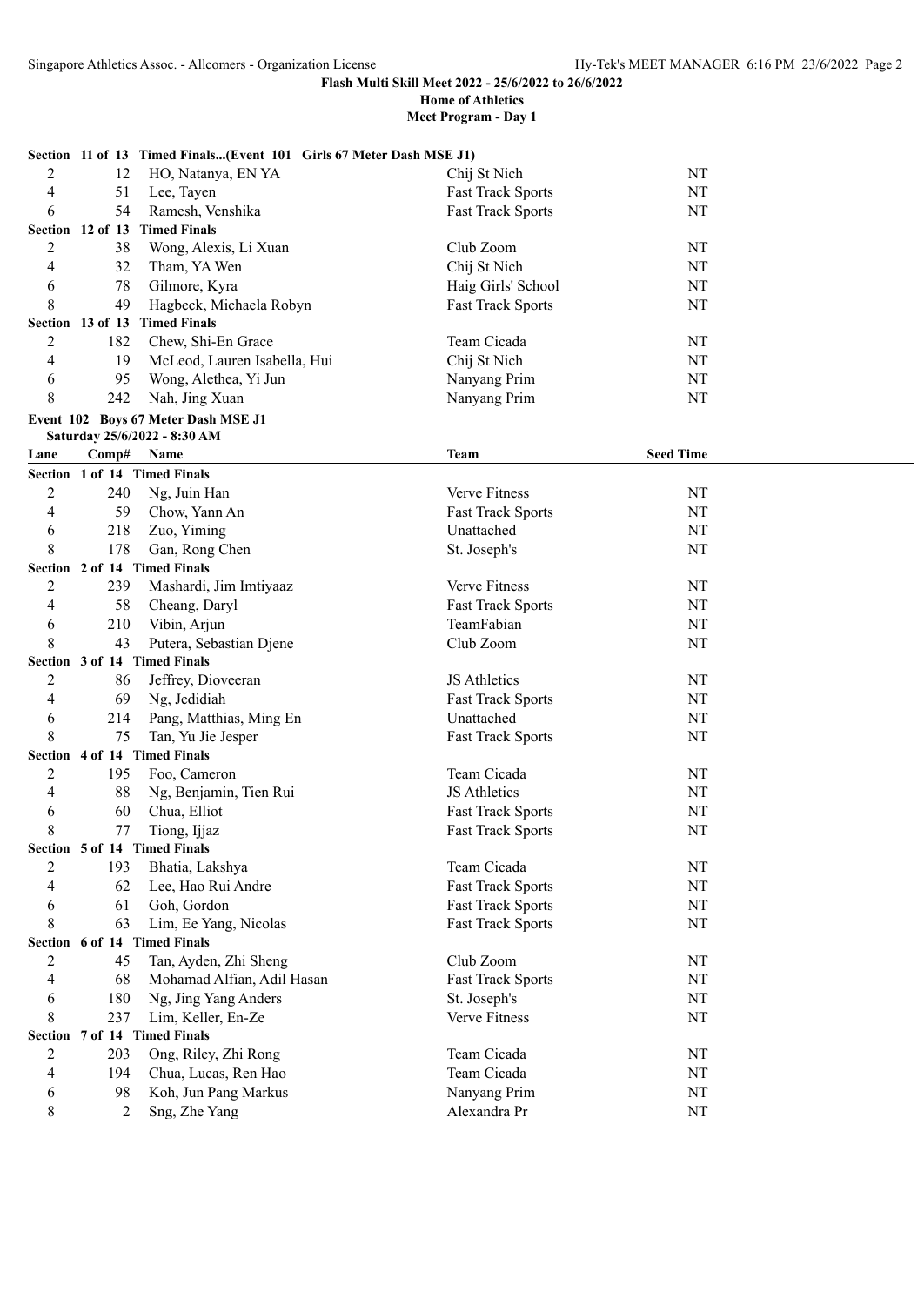**Flash Multi Skill Meet 2022 - 25/6/2022 to 26/6/2022**

**Home of Athletics**

**Meet Program - Day 1**

**Section 11 of 13 Timed Finals...(Event 101 Girls 67 Meter Dash MSE J1)**

| Lane | Comp# | Name | Team | Seed Time |
|---|---|---|---|---|
| 2 | 12 | HO, Natanya, EN YA | Chij St Nich | NT |
| 4 | 51 | Lee, Tayen | Fast Track Sports | NT |
| 6 | 54 | Ramesh, Venshika | Fast Track Sports | NT |

**Section 12 of 13 Timed Finals**

| Lane | Comp# | Name | Team | Seed Time |
|---|---|---|---|---|
| 2 | 38 | Wong, Alexis, Li Xuan | Club Zoom | NT |
| 4 | 32 | Tham, YA Wen | Chij St Nich | NT |
| 6 | 78 | Gilmore, Kyra | Haig Girls' School | NT |
| 8 | 49 | Hagbeck, Michaela Robyn | Fast Track Sports | NT |

**Section 13 of 13 Timed Finals**

| Lane | Comp# | Name | Team | Seed Time |
|---|---|---|---|---|
| 2 | 182 | Chew, Shi-En Grace | Team Cicada | NT |
| 4 | 19 | McLeod, Lauren Isabella, Hui | Chij St Nich | NT |
| 6 | 95 | Wong, Alethea, Yi Jun | Nanyang Prim | NT |
| 8 | 242 | Nah, Jing Xuan | Nanyang Prim | NT |

**Event 102 Boys 67 Meter Dash MSE J1**

**Saturday 25/6/2022 - 8:30 AM**

**Section 1 of 14 Timed Finals**

| Lane | Comp# | Name | Team | Seed Time |
|---|---|---|---|---|
| 2 | 240 | Ng, Juin Han | Verve Fitness | NT |
| 4 | 59 | Chow, Yann An | Fast Track Sports | NT |
| 6 | 218 | Zuo, Yiming | Unattached | NT |
| 8 | 178 | Gan, Rong Chen | St. Joseph's | NT |

**Section 2 of 14 Timed Finals**

| Lane | Comp# | Name | Team | Seed Time |
|---|---|---|---|---|
| 2 | 239 | Mashardi, Jim Imtiyaaz | Verve Fitness | NT |
| 4 | 58 | Cheang, Daryl | Fast Track Sports | NT |
| 6 | 210 | Vibin, Arjun | TeamFabian | NT |
| 8 | 43 | Putera, Sebastian Djene | Club Zoom | NT |

**Section 3 of 14 Timed Finals**

| Lane | Comp# | Name | Team | Seed Time |
|---|---|---|---|---|
| 2 | 86 | Jeffrey, Dioveeran | JS Athletics | NT |
| 4 | 69 | Ng, Jedidiah | Fast Track Sports | NT |
| 6 | 214 | Pang, Matthias, Ming En | Unattached | NT |
| 8 | 75 | Tan, Yu Jie Jesper | Fast Track Sports | NT |

**Section 4 of 14 Timed Finals**

| Lane | Comp# | Name | Team | Seed Time |
|---|---|---|---|---|
| 2 | 195 | Foo, Cameron | Team Cicada | NT |
| 4 | 88 | Ng, Benjamin, Tien Rui | JS Athletics | NT |
| 6 | 60 | Chua, Elliot | Fast Track Sports | NT |
| 8 | 77 | Tiong, Ijjaz | Fast Track Sports | NT |

**Section 5 of 14 Timed Finals**

| Lane | Comp# | Name | Team | Seed Time |
|---|---|---|---|---|
| 2 | 193 | Bhatia, Lakshya | Team Cicada | NT |
| 4 | 62 | Lee, Hao Rui Andre | Fast Track Sports | NT |
| 6 | 61 | Goh, Gordon | Fast Track Sports | NT |
| 8 | 63 | Lim, Ee Yang, Nicolas | Fast Track Sports | NT |

**Section 6 of 14 Timed Finals**

| Lane | Comp# | Name | Team | Seed Time |
|---|---|---|---|---|
| 2 | 45 | Tan, Ayden, Zhi Sheng | Club Zoom | NT |
| 4 | 68 | Mohamad Alfian, Adil Hasan | Fast Track Sports | NT |
| 6 | 180 | Ng, Jing Yang Anders | St. Joseph's | NT |
| 8 | 237 | Lim, Keller, En-Ze | Verve Fitness | NT |

**Section 7 of 14 Timed Finals**

| Lane | Comp# | Name | Team | Seed Time |
|---|---|---|---|---|
| 2 | 203 | Ong, Riley, Zhi Rong | Team Cicada | NT |
| 4 | 194 | Chua, Lucas, Ren Hao | Team Cicada | NT |
| 6 | 98 | Koh, Jun Pang Markus | Nanyang Prim | NT |
| 8 | 2 | Sng, Zhe Yang | Alexandra Pr | NT |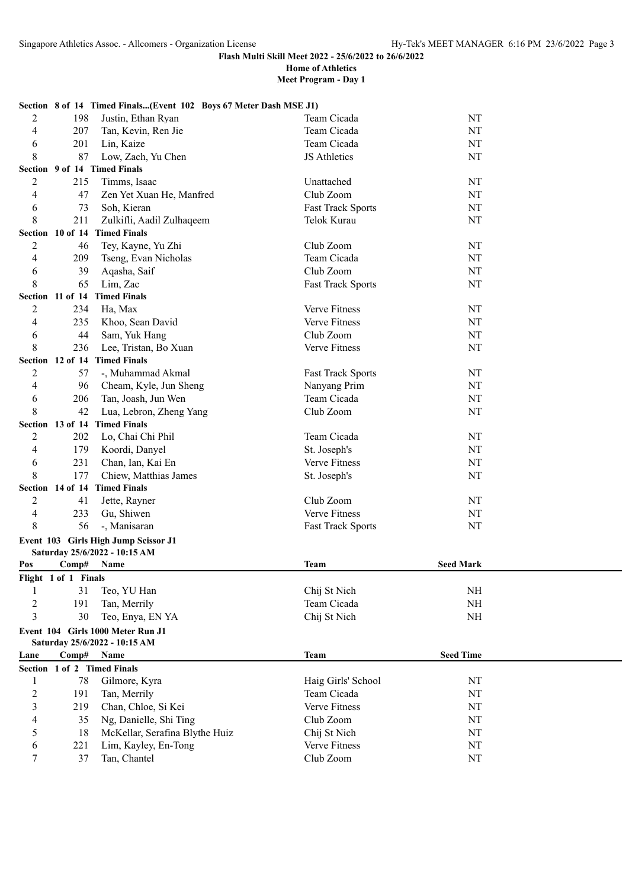**Flash Multi Skill Meet 2022 - 25/6/2022 to 26/6/2022**

**Home of Athletics**

**Meet Program - Day 1**

**Section 8 of 14 Timed Finals...(Event 102 Boys 67 Meter Dash MSE J1)**

| | | | | |
|---|---|---|---|---|
| 2 | 198 | Justin, Ethan Ryan | Team Cicada | NT |
| 4 | 207 | Tan, Kevin, Ren Jie | Team Cicada | NT |
| 6 | 201 | Lin, Kaize | Team Cicada | NT |
| 8 | 87 | Low, Zach, Yu Chen | JS Athletics | NT |
| **Section 9 of 14 Timed Finals** | | | | |
| 2 | 215 | Timms, Isaac | Unattached | NT |
| 4 | 47 | Zen Yet Xuan He, Manfred | Club Zoom | NT |
| 6 | 73 | Soh, Kieran | Fast Track Sports | NT |
| 8 | 211 | Zulkifli, Aadil Zulhaqeem | Telok Kurau | NT |
| **Section 10 of 14 Timed Finals** | | | | |
| 2 | 46 | Tey, Kayne, Yu Zhi | Club Zoom | NT |
| 4 | 209 | Tseng, Evan Nicholas | Team Cicada | NT |
| 6 | 39 | Aqasha, Saif | Club Zoom | NT |
| 8 | 65 | Lim, Zac | Fast Track Sports | NT |
| **Section 11 of 14 Timed Finals** | | | | |
| 2 | 234 | Ha, Max | Verve Fitness | NT |
| 4 | 235 | Khoo, Sean David | Verve Fitness | NT |
| 6 | 44 | Sam, Yuk Hang | Club Zoom | NT |
| 8 | 236 | Lee, Tristan, Bo Xuan | Verve Fitness | NT |
| **Section 12 of 14 Timed Finals** | | | | |
| 2 | 57 | -, Muhammad Akmal | Fast Track Sports | NT |
| 4 | 96 | Cheam, Kyle, Jun Sheng | Nanyang Prim | NT |
| 6 | 206 | Tan, Joash, Jun Wen | Team Cicada | NT |
| 8 | 42 | Lua, Lebron, Zheng Yang | Club Zoom | NT |
| **Section 13 of 14 Timed Finals** | | | | |
| 2 | 202 | Lo, Chai Chi Phil | Team Cicada | NT |
| 4 | 179 | Koordi, Danyel | St. Joseph's | NT |
| 6 | 231 | Chan, Ian, Kai En | Verve Fitness | NT |
| 8 | 177 | Chiew, Matthias James | St. Joseph's | NT |
| **Section 14 of 14 Timed Finals** | | | | |
| 2 | 41 | Jette, Rayner | Club Zoom | NT |
| 4 | 233 | Gu, Shiwen | Verve Fitness | NT |
| 8 | 56 | -, Manisaran | Fast Track Sports | NT |

**Event 103 Girls High Jump Scissor J1**

**Saturday 25/6/2022 - 10:15 AM**

| Pos | Comp# | Name | Team | Seed Mark |
|---|---|---|---|---|
| **Flight 1 of 1 Finals** | | | | |
| 1 | 31 | Teo, YU Han | Chij St Nich | NH |
| 2 | 191 | Tan, Merrily | Team Cicada | NH |
| 3 | 30 | Teo, Enya, EN YA | Chij St Nich | NH |

**Event 104 Girls 1000 Meter Run J1**

**Saturday 25/6/2022 - 10:15 AM**

| Lane | Comp# | Name | Team | Seed Time |
|---|---|---|---|---|
| **Section 1 of 2 Timed Finals** | | | | |
| 1 | 78 | Gilmore, Kyra | Haig Girls' School | NT |
| 2 | 191 | Tan, Merrily | Team Cicada | NT |
| 3 | 219 | Chan, Chloe, Si Kei | Verve Fitness | NT |
| 4 | 35 | Ng, Danielle, Shi Ting | Club Zoom | NT |
| 5 | 18 | McKellar, Serafina Blythe Huiz | Chij St Nich | NT |
| 6 | 221 | Lim, Kayley, En-Tong | Verve Fitness | NT |
| 7 | 37 | Tan, Chantel | Club Zoom | NT |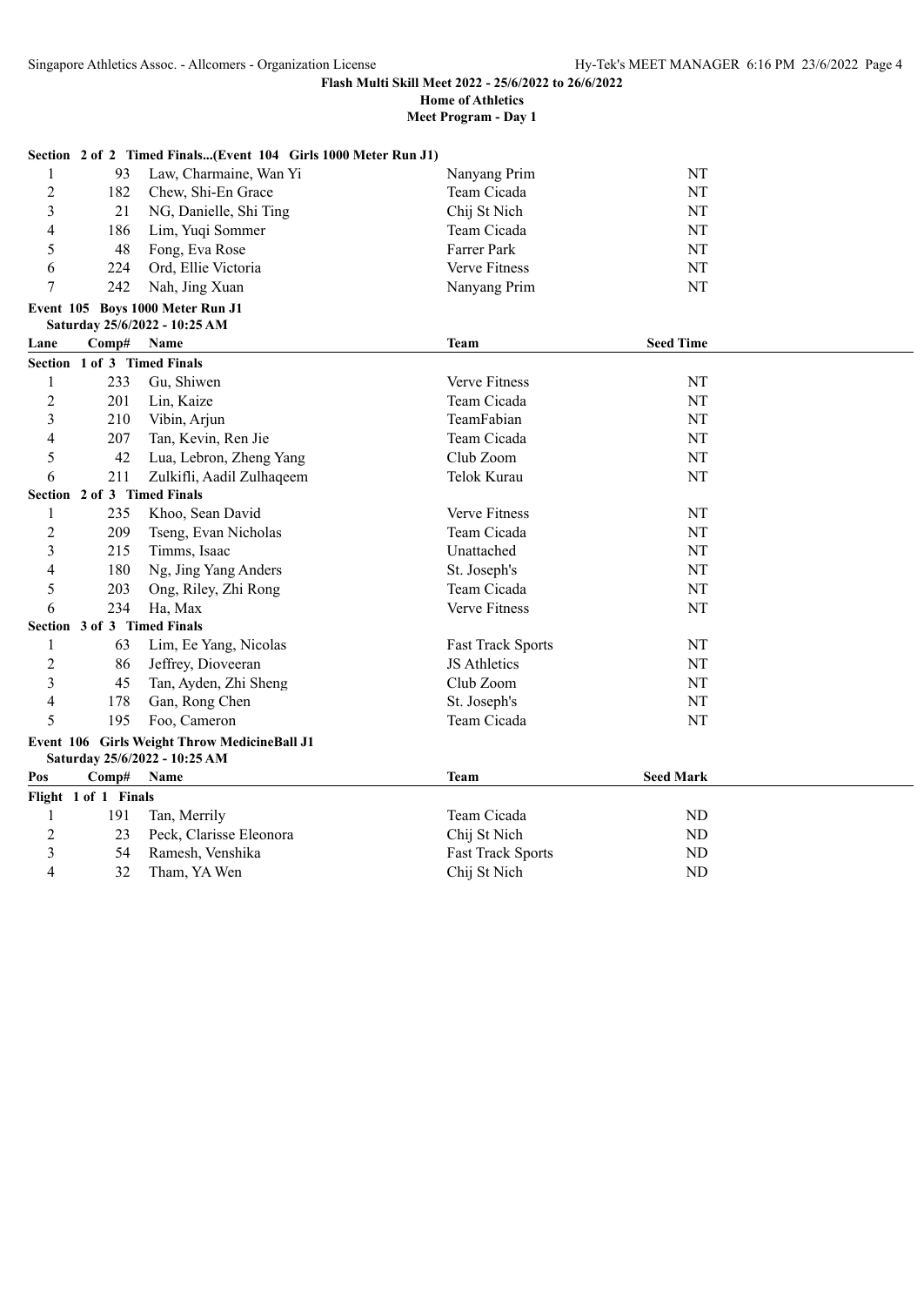**Flash Multi Skill Meet 2022 - 25/6/2022 to 26/6/2022**

**Home of Athletics**

**Meet Program - Day 1**

**Section 2 of 2 Timed Finals...(Event 104 Girls 1000 Meter Run J1)**

| Lane | Comp# | Name | Team | Seed Time |
|---|---|---|---|---|
| 1 | 93 | Law, Charmaine, Wan Yi | Nanyang Prim | NT |
| 2 | 182 | Chew, Shi-En Grace | Team Cicada | NT |
| 3 | 21 | NG, Danielle, Shi Ting | Chij St Nich | NT |
| 4 | 186 | Lim, Yuqi Sommer | Team Cicada | NT |
| 5 | 48 | Fong, Eva Rose | Farrer Park | NT |
| 6 | 224 | Ord, Ellie Victoria | Verve Fitness | NT |
| 7 | 242 | Nah, Jing Xuan | Nanyang Prim | NT |

**Event 105 Boys 1000 Meter Run J1**

**Saturday 25/6/2022 - 10:25 AM**

| Lane | Comp# | Name | Team | Seed Time |
|---|---|---|---|---|
| **Section 1 of 3 Timed Finals** | | | | |
| 1 | 233 | Gu, Shiwen | Verve Fitness | NT |
| 2 | 201 | Lin, Kaize | Team Cicada | NT |
| 3 | 210 | Vibin, Arjun | TeamFabian | NT |
| 4 | 207 | Tan, Kevin, Ren Jie | Team Cicada | NT |
| 5 | 42 | Lua, Lebron, Zheng Yang | Club Zoom | NT |
| 6 | 211 | Zulkifli, Aadil Zulhaqeem | Telok Kurau | NT |
| **Section 2 of 3 Timed Finals** | | | | |
| 1 | 235 | Khoo, Sean David | Verve Fitness | NT |
| 2 | 209 | Tseng, Evan Nicholas | Team Cicada | NT |
| 3 | 215 | Timms, Isaac | Unattached | NT |
| 4 | 180 | Ng, Jing Yang Anders | St. Joseph's | NT |
| 5 | 203 | Ong, Riley, Zhi Rong | Team Cicada | NT |
| 6 | 234 | Ha, Max | Verve Fitness | NT |
| **Section 3 of 3 Timed Finals** | | | | |
| 1 | 63 | Lim, Ee Yang, Nicolas | Fast Track Sports | NT |
| 2 | 86 | Jeffrey, Dioveeran | JS Athletics | NT |
| 3 | 45 | Tan, Ayden, Zhi Sheng | Club Zoom | NT |
| 4 | 178 | Gan, Rong Chen | St. Joseph's | NT |
| 5 | 195 | Foo, Cameron | Team Cicada | NT |

**Event 106 Girls Weight Throw MedicineBall J1**

**Saturday 25/6/2022 - 10:25 AM**

| Pos | Comp# | Name | Team | Seed Mark |
|---|---|---|---|---|
| **Flight 1 of 1 Finals** | | | | |
| 1 | 191 | Tan, Merrily | Team Cicada | ND |
| 2 | 23 | Peck, Clarisse Eleonora | Chij St Nich | ND |
| 3 | 54 | Ramesh, Venshika | Fast Track Sports | ND |
| 4 | 32 | Tham, YA Wen | Chij St Nich | ND |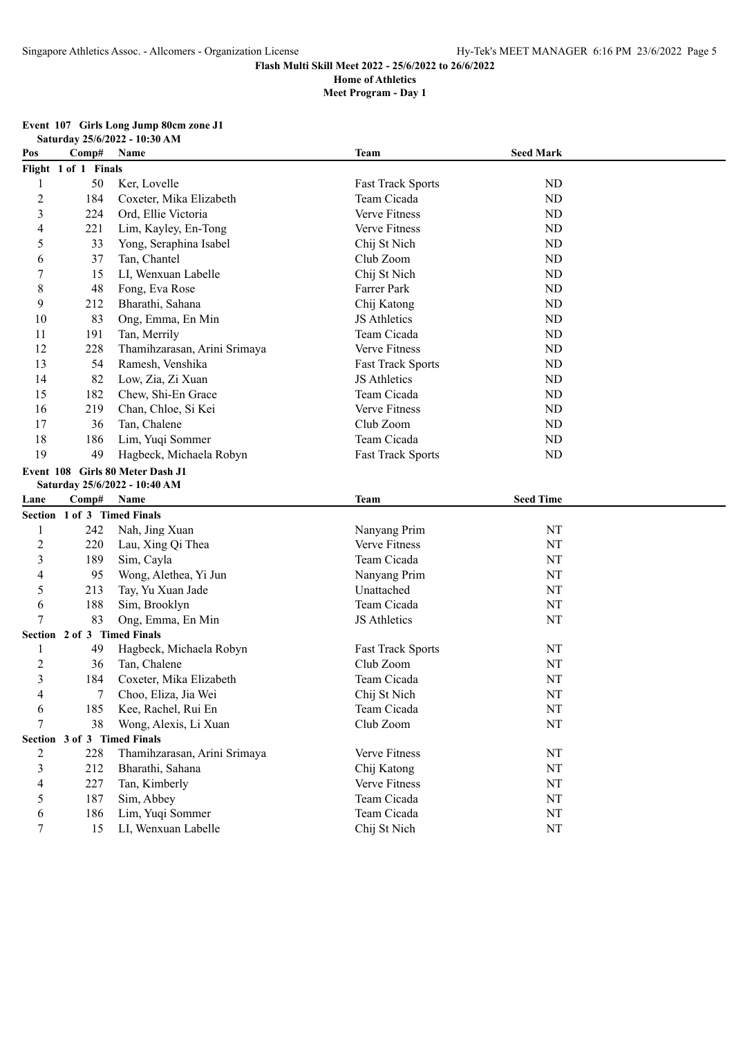**Flash Multi Skill Meet 2022 - 25/6/2022 to 26/6/2022**
**Home of Athletics**
**Meet Program - Day 1**

## Event 107 Girls Long Jump 80cm zone J1

**Saturday 25/6/2022 - 10:30 AM**

| Pos | Comp# | Name | Team | Seed Mark |
|---|---|---|---|---|
| **Flight 1 of 1 Finals** | | | | |
| 1 | 50 | Ker, Lovelle | Fast Track Sports | ND |
| 2 | 184 | Coxeter, Mika Elizabeth | Team Cicada | ND |
| 3 | 224 | Ord, Ellie Victoria | Verve Fitness | ND |
| 4 | 221 | Lim, Kayley, En-Tong | Verve Fitness | ND |
| 5 | 33 | Yong, Seraphina Isabel | Chij St Nich | ND |
| 6 | 37 | Tan, Chantel | Club Zoom | ND |
| 7 | 15 | LI, Wenxuan Labelle | Chij St Nich | ND |
| 8 | 48 | Fong, Eva Rose | Farrer Park | ND |
| 9 | 212 | Bharathi, Sahana | Chij Katong | ND |
| 10 | 83 | Ong, Emma, En Min | JS Athletics | ND |
| 11 | 191 | Tan, Merrily | Team Cicada | ND |
| 12 | 228 | Thamihzarasan, Arini Srimaya | Verve Fitness | ND |
| 13 | 54 | Ramesh, Venshika | Fast Track Sports | ND |
| 14 | 82 | Low, Zia, Zi Xuan | JS Athletics | ND |
| 15 | 182 | Chew, Shi-En Grace | Team Cicada | ND |
| 16 | 219 | Chan, Chloe, Si Kei | Verve Fitness | ND |
| 17 | 36 | Tan, Chalene | Club Zoom | ND |
| 18 | 186 | Lim, Yuqi Sommer | Team Cicada | ND |
| 19 | 49 | Hagbeck, Michaela Robyn | Fast Track Sports | ND |

## Event 108 Girls 80 Meter Dash J1

**Saturday 25/6/2022 - 10:40 AM**

| Lane | Comp# | Name | Team | Seed Time |
|---|---|---|---|---|
| **Section 1 of 3 Timed Finals** | | | | |
| 1 | 242 | Nah, Jing Xuan | Nanyang Prim | NT |
| 2 | 220 | Lau, Xing Qi Thea | Verve Fitness | NT |
| 3 | 189 | Sim, Cayla | Team Cicada | NT |
| 4 | 95 | Wong, Alethea, Yi Jun | Nanyang Prim | NT |
| 5 | 213 | Tay, Yu Xuan Jade | Unattached | NT |
| 6 | 188 | Sim, Brooklyn | Team Cicada | NT |
| 7 | 83 | Ong, Emma, En Min | JS Athletics | NT |
| **Section 2 of 3 Timed Finals** | | | | |
| 1 | 49 | Hagbeck, Michaela Robyn | Fast Track Sports | NT |
| 2 | 36 | Tan, Chalene | Club Zoom | NT |
| 3 | 184 | Coxeter, Mika Elizabeth | Team Cicada | NT |
| 4 | 7 | Choo, Eliza, Jia Wei | Chij St Nich | NT |
| 6 | 185 | Kee, Rachel, Rui En | Team Cicada | NT |
| 7 | 38 | Wong, Alexis, Li Xuan | Club Zoom | NT |
| **Section 3 of 3 Timed Finals** | | | | |
| 2 | 228 | Thamihzarasan, Arini Srimaya | Verve Fitness | NT |
| 3 | 212 | Bharathi, Sahana | Chij Katong | NT |
| 4 | 227 | Tan, Kimberly | Verve Fitness | NT |
| 5 | 187 | Sim, Abbey | Team Cicada | NT |
| 6 | 186 | Lim, Yuqi Sommer | Team Cicada | NT |
| 7 | 15 | LI, Wenxuan Labelle | Chij St Nich | NT |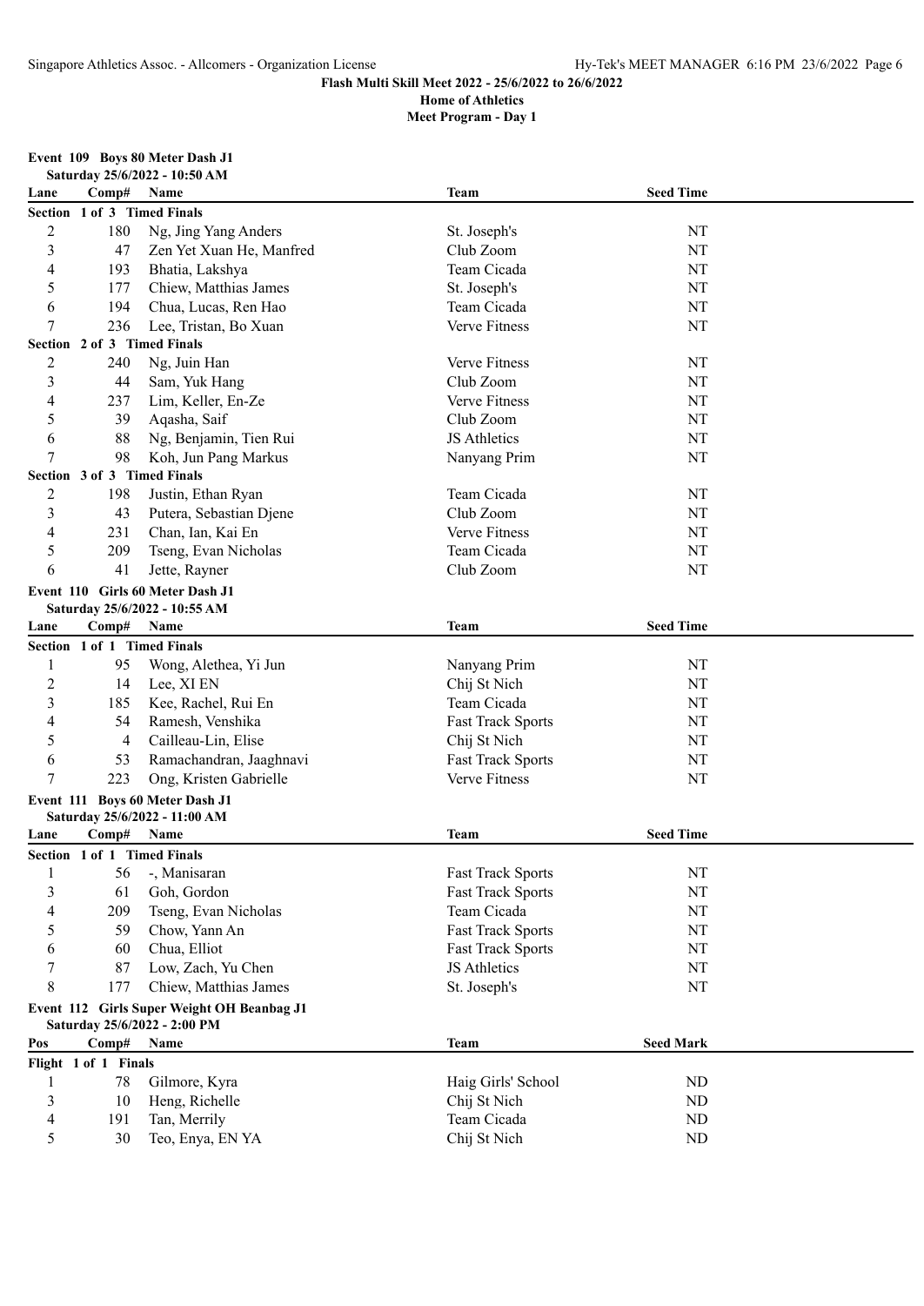**Flash Multi Skill Meet 2022 - 25/6/2022 to 26/6/2022**

**Home of Athletics**

**Meet Program - Day 1**

### Event 109 Boys 80 Meter Dash J1

**Saturday 25/6/2022 - 10:50 AM**

| Lane | Comp# | Name | Team | Seed Time |
|---|---|---|---|---|
| **Section 1 of 3 Timed Finals** | | | | |
| 2 | 180 | Ng, Jing Yang Anders | St. Joseph's | NT |
| 3 | 47 | Zen Yet Xuan He, Manfred | Club Zoom | NT |
| 4 | 193 | Bhatia, Lakshya | Team Cicada | NT |
| 5 | 177 | Chiew, Matthias James | St. Joseph's | NT |
| 6 | 194 | Chua, Lucas, Ren Hao | Team Cicada | NT |
| 7 | 236 | Lee, Tristan, Bo Xuan | Verve Fitness | NT |
| **Section 2 of 3 Timed Finals** | | | | |
| 2 | 240 | Ng, Juin Han | Verve Fitness | NT |
| 3 | 44 | Sam, Yuk Hang | Club Zoom | NT |
| 4 | 237 | Lim, Keller, En-Ze | Verve Fitness | NT |
| 5 | 39 | Aqasha, Saif | Club Zoom | NT |
| 6 | 88 | Ng, Benjamin, Tien Rui | JS Athletics | NT |
| 7 | 98 | Koh, Jun Pang Markus | Nanyang Prim | NT |
| **Section 3 of 3 Timed Finals** | | | | |
| 2 | 198 | Justin, Ethan Ryan | Team Cicada | NT |
| 3 | 43 | Putera, Sebastian Djene | Club Zoom | NT |
| 4 | 231 | Chan, Ian, Kai En | Verve Fitness | NT |
| 5 | 209 | Tseng, Evan Nicholas | Team Cicada | NT |
| 6 | 41 | Jette, Rayner | Club Zoom | NT |

### Event 110 Girls 60 Meter Dash J1

**Saturday 25/6/2022 - 10:55 AM**

| Lane | Comp# | Name | Team | Seed Time |
|---|---|---|---|---|
| **Section 1 of 1 Timed Finals** | | | | |
| 1 | 95 | Wong, Alethea, Yi Jun | Nanyang Prim | NT |
| 2 | 14 | Lee, XI EN | Chij St Nich | NT |
| 3 | 185 | Kee, Rachel, Rui En | Team Cicada | NT |
| 4 | 54 | Ramesh, Venshika | Fast Track Sports | NT |
| 5 | 4 | Cailleau-Lin, Elise | Chij St Nich | NT |
| 6 | 53 | Ramachandran, Jaaghnavi | Fast Track Sports | NT |
| 7 | 223 | Ong, Kristen Gabrielle | Verve Fitness | NT |

### Event 111 Boys 60 Meter Dash J1

**Saturday 25/6/2022 - 11:00 AM**

| Lane | Comp# | Name | Team | Seed Time |
|---|---|---|---|---|
| **Section 1 of 1 Timed Finals** | | | | |
| 1 | 56 | -, Manisaran | Fast Track Sports | NT |
| 3 | 61 | Goh, Gordon | Fast Track Sports | NT |
| 4 | 209 | Tseng, Evan Nicholas | Team Cicada | NT |
| 5 | 59 | Chow, Yann An | Fast Track Sports | NT |
| 6 | 60 | Chua, Elliot | Fast Track Sports | NT |
| 7 | 87 | Low, Zach, Yu Chen | JS Athletics | NT |
| 8 | 177 | Chiew, Matthias James | St. Joseph's | NT |

### Event 112 Girls Super Weight OH Beanbag J1

**Saturday 25/6/2022 - 2:00 PM**

| Pos | Comp# | Name | Team | Seed Mark |
|---|---|---|---|---|
| **Flight 1 of 1 Finals** | | | | |
| 1 | 78 | Gilmore, Kyra | Haig Girls' School | ND |
| 3 | 10 | Heng, Richelle | Chij St Nich | ND |
| 4 | 191 | Tan, Merrily | Team Cicada | ND |
| 5 | 30 | Teo, Enya, EN YA | Chij St Nich | ND |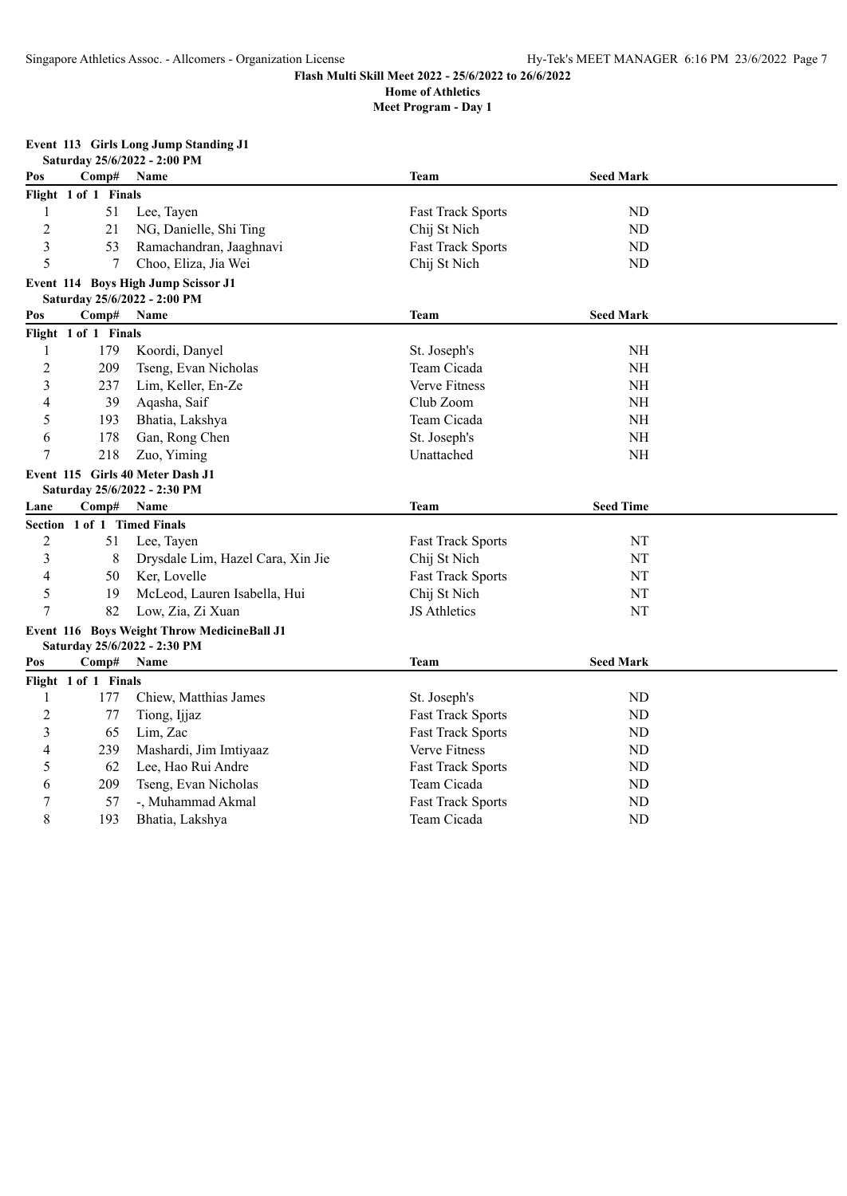Flash Multi Skill Meet 2022 - 25/6/2022 to 26/6/2022

Home of Athletics

Meet Program - Day 1

### Event 113 Girls Long Jump Standing J1

Saturday 25/6/2022 - 2:00 PM

| Pos | Comp# | Name | Team | Seed Mark |
|---|---|---|---|---|
| **Flight 1 of 1 Finals** | | | | |
| 1 | 51 | Lee, Tayen | Fast Track Sports | ND |
| 2 | 21 | NG, Danielle, Shi Ting | Chij St Nich | ND |
| 3 | 53 | Ramachandran, Jaaghnavi | Fast Track Sports | ND |
| 5 | 7 | Choo, Eliza, Jia Wei | Chij St Nich | ND |

### Event 114 Boys High Jump Scissor J1

Saturday 25/6/2022 - 2:00 PM

| Pos | Comp# | Name | Team | Seed Mark |
|---|---|---|---|---|
| **Flight 1 of 1 Finals** | | | | |
| 1 | 179 | Koordi, Danyel | St. Joseph's | NH |
| 2 | 209 | Tseng, Evan Nicholas | Team Cicada | NH |
| 3 | 237 | Lim, Keller, En-Ze | Verve Fitness | NH |
| 4 | 39 | Aqasha, Saif | Club Zoom | NH |
| 5 | 193 | Bhatia, Lakshya | Team Cicada | NH |
| 6 | 178 | Gan, Rong Chen | St. Joseph's | NH |
| 7 | 218 | Zuo, Yiming | Unattached | NH |

### Event 115 Girls 40 Meter Dash J1

Saturday 25/6/2022 - 2:30 PM

| Lane | Comp# | Name | Team | Seed Time |
|---|---|---|---|---|
| **Section 1 of 1 Timed Finals** | | | | |
| 2 | 51 | Lee, Tayen | Fast Track Sports | NT |
| 3 | 8 | Drysdale Lim, Hazel Cara, Xin Jie | Chij St Nich | NT |
| 4 | 50 | Ker, Lovelle | Fast Track Sports | NT |
| 5 | 19 | McLeod, Lauren Isabella, Hui | Chij St Nich | NT |
| 7 | 82 | Low, Zia, Zi Xuan | JS Athletics | NT |

### Event 116 Boys Weight Throw MedicineBall J1

Saturday 25/6/2022 - 2:30 PM

| Pos | Comp# | Name | Team | Seed Mark |
|---|---|---|---|---|
| **Flight 1 of 1 Finals** | | | | |
| 1 | 177 | Chiew, Matthias James | St. Joseph's | ND |
| 2 | 77 | Tiong, Ijjaz | Fast Track Sports | ND |
| 3 | 65 | Lim, Zac | Fast Track Sports | ND |
| 4 | 239 | Mashardi, Jim Imtiyaaz | Verve Fitness | ND |
| 5 | 62 | Lee, Hao Rui Andre | Fast Track Sports | ND |
| 6 | 209 | Tseng, Evan Nicholas | Team Cicada | ND |
| 7 | 57 | -, Muhammad Akmal | Fast Track Sports | ND |
| 8 | 193 | Bhatia, Lakshya | Team Cicada | ND |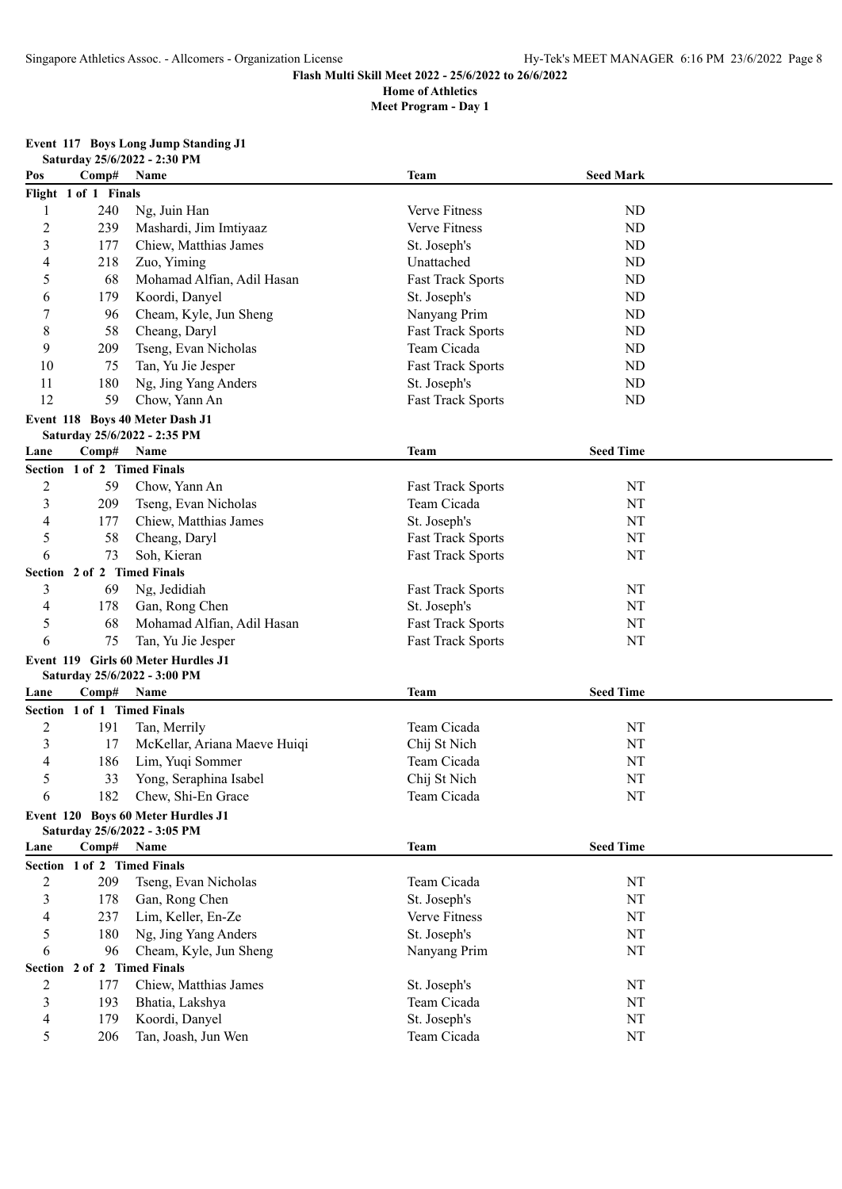**Flash Multi Skill Meet 2022 - 25/6/2022 to 26/6/2022**

**Home of Athletics**

**Meet Program - Day 1**

### Event 117 Boys Long Jump Standing J1

**Saturday 25/6/2022 - 2:30 PM**

| Pos | Comp# | Name | Team | Seed Mark |
|---|---|---|---|---|
| **Flight 1 of 1 Finals** | | | | |
| 1 | 240 | Ng, Juin Han | Verve Fitness | ND |
| 2 | 239 | Mashardi, Jim Imtiyaaz | Verve Fitness | ND |
| 3 | 177 | Chiew, Matthias James | St. Joseph's | ND |
| 4 | 218 | Zuo, Yiming | Unattached | ND |
| 5 | 68 | Mohamad Alfian, Adil Hasan | Fast Track Sports | ND |
| 6 | 179 | Koordi, Danyel | St. Joseph's | ND |
| 7 | 96 | Cheam, Kyle, Jun Sheng | Nanyang Prim | ND |
| 8 | 58 | Cheang, Daryl | Fast Track Sports | ND |
| 9 | 209 | Tseng, Evan Nicholas | Team Cicada | ND |
| 10 | 75 | Tan, Yu Jie Jesper | Fast Track Sports | ND |
| 11 | 180 | Ng, Jing Yang Anders | St. Joseph's | ND |
| 12 | 59 | Chow, Yann An | Fast Track Sports | ND |

### Event 118 Boys 40 Meter Dash J1

**Saturday 25/6/2022 - 2:35 PM**

| Lane | Comp# | Name | Team | Seed Time |
|---|---|---|---|---|
| **Section 1 of 2 Timed Finals** | | | | |
| 2 | 59 | Chow, Yann An | Fast Track Sports | NT |
| 3 | 209 | Tseng, Evan Nicholas | Team Cicada | NT |
| 4 | 177 | Chiew, Matthias James | St. Joseph's | NT |
| 5 | 58 | Cheang, Daryl | Fast Track Sports | NT |
| 6 | 73 | Soh, Kieran | Fast Track Sports | NT |
| **Section 2 of 2 Timed Finals** | | | | |
| 3 | 69 | Ng, Jedidiah | Fast Track Sports | NT |
| 4 | 178 | Gan, Rong Chen | St. Joseph's | NT |
| 5 | 68 | Mohamad Alfian, Adil Hasan | Fast Track Sports | NT |
| 6 | 75 | Tan, Yu Jie Jesper | Fast Track Sports | NT |

### Event 119 Girls 60 Meter Hurdles J1

**Saturday 25/6/2022 - 3:00 PM**

| Lane | Comp# | Name | Team | Seed Time |
|---|---|---|---|---|
| **Section 1 of 1 Timed Finals** | | | | |
| 2 | 191 | Tan, Merrily | Team Cicada | NT |
| 3 | 17 | McKellar, Ariana Maeve Huiqi | Chij St Nich | NT |
| 4 | 186 | Lim, Yuqi Sommer | Team Cicada | NT |
| 5 | 33 | Yong, Seraphina Isabel | Chij St Nich | NT |
| 6 | 182 | Chew, Shi-En Grace | Team Cicada | NT |

### Event 120 Boys 60 Meter Hurdles J1

**Saturday 25/6/2022 - 3:05 PM**

| Lane | Comp# | Name | Team | Seed Time |
|---|---|---|---|---|
| **Section 1 of 2 Timed Finals** | | | | |
| 2 | 209 | Tseng, Evan Nicholas | Team Cicada | NT |
| 3 | 178 | Gan, Rong Chen | St. Joseph's | NT |
| 4 | 237 | Lim, Keller, En-Ze | Verve Fitness | NT |
| 5 | 180 | Ng, Jing Yang Anders | St. Joseph's | NT |
| 6 | 96 | Cheam, Kyle, Jun Sheng | Nanyang Prim | NT |
| **Section 2 of 2 Timed Finals** | | | | |
| 2 | 177 | Chiew, Matthias James | St. Joseph's | NT |
| 3 | 193 | Bhatia, Lakshya | Team Cicada | NT |
| 4 | 179 | Koordi, Danyel | St. Joseph's | NT |
| 5 | 206 | Tan, Joash, Jun Wen | Team Cicada | NT |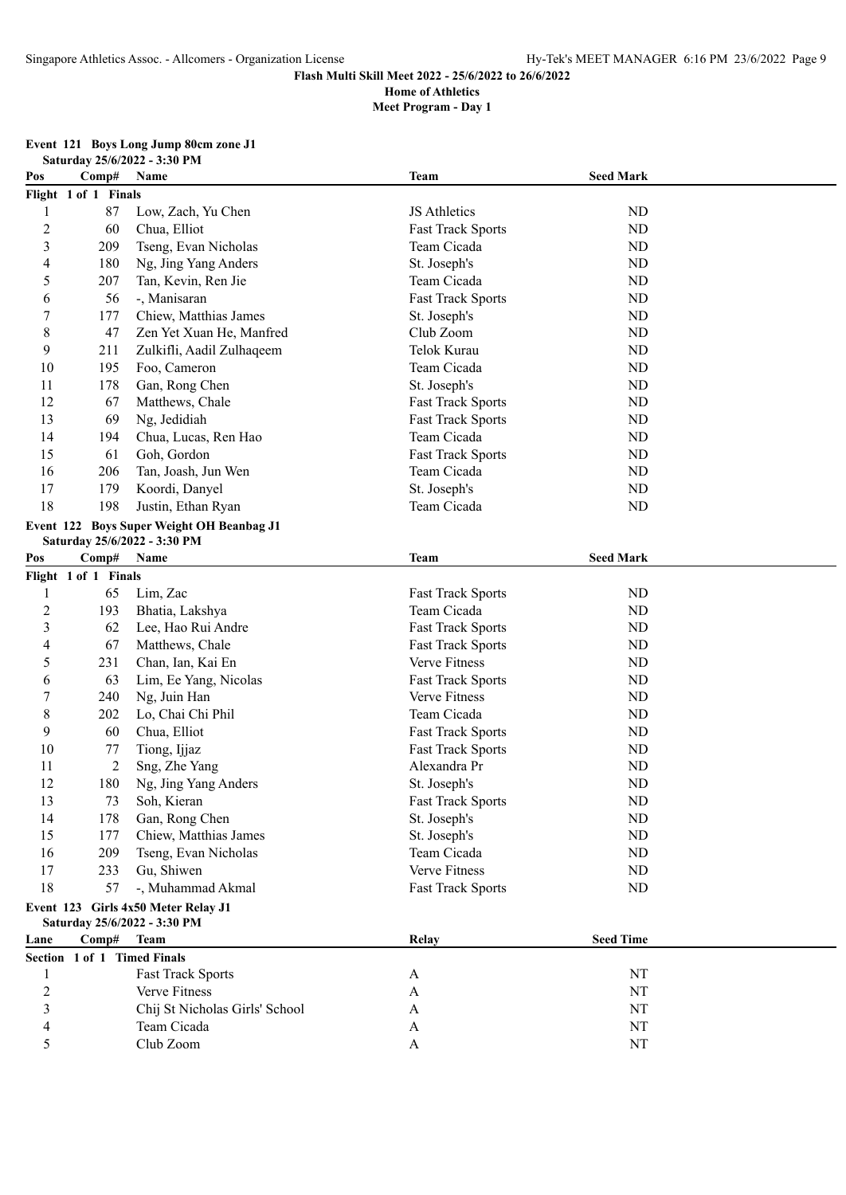**Flash Multi Skill Meet 2022 - 25/6/2022 to 26/6/2022**
**Home of Athletics**
**Meet Program - Day 1**

### Event 121 Boys Long Jump 80cm zone J1
**Saturday 25/6/2022 - 3:30 PM**

| Pos | Comp# | Name | Team | Seed Mark |
|---|---|---|---|---|
| **Flight 1 of 1 Finals** | | | | |
| 1 | 87 | Low, Zach, Yu Chen | JS Athletics | ND |
| 2 | 60 | Chua, Elliot | Fast Track Sports | ND |
| 3 | 209 | Tseng, Evan Nicholas | Team Cicada | ND |
| 4 | 180 | Ng, Jing Yang Anders | St. Joseph's | ND |
| 5 | 207 | Tan, Kevin, Ren Jie | Team Cicada | ND |
| 6 | 56 | -, Manisaran | Fast Track Sports | ND |
| 7 | 177 | Chiew, Matthias James | St. Joseph's | ND |
| 8 | 47 | Zen Yet Xuan He, Manfred | Club Zoom | ND |
| 9 | 211 | Zulkifli, Aadil Zulhaqeem | Telok Kurau | ND |
| 10 | 195 | Foo, Cameron | Team Cicada | ND |
| 11 | 178 | Gan, Rong Chen | St. Joseph's | ND |
| 12 | 67 | Matthews, Chale | Fast Track Sports | ND |
| 13 | 69 | Ng, Jedidiah | Fast Track Sports | ND |
| 14 | 194 | Chua, Lucas, Ren Hao | Team Cicada | ND |
| 15 | 61 | Goh, Gordon | Fast Track Sports | ND |
| 16 | 206 | Tan, Joash, Jun Wen | Team Cicada | ND |
| 17 | 179 | Koordi, Danyel | St. Joseph's | ND |
| 18 | 198 | Justin, Ethan Ryan | Team Cicada | ND |

### Event 122 Boys Super Weight OH Beanbag J1
**Saturday 25/6/2022 - 3:30 PM**

| Pos | Comp# | Name | Team | Seed Mark |
|---|---|---|---|---|
| **Flight 1 of 1 Finals** | | | | |
| 1 | 65 | Lim, Zac | Fast Track Sports | ND |
| 2 | 193 | Bhatia, Lakshya | Team Cicada | ND |
| 3 | 62 | Lee, Hao Rui Andre | Fast Track Sports | ND |
| 4 | 67 | Matthews, Chale | Fast Track Sports | ND |
| 5 | 231 | Chan, Ian, Kai En | Verve Fitness | ND |
| 6 | 63 | Lim, Ee Yang, Nicolas | Fast Track Sports | ND |
| 7 | 240 | Ng, Juin Han | Verve Fitness | ND |
| 8 | 202 | Lo, Chai Chi Phil | Team Cicada | ND |
| 9 | 60 | Chua, Elliot | Fast Track Sports | ND |
| 10 | 77 | Tiong, Ijjaz | Fast Track Sports | ND |
| 11 | 2 | Sng, Zhe Yang | Alexandra Pr | ND |
| 12 | 180 | Ng, Jing Yang Anders | St. Joseph's | ND |
| 13 | 73 | Soh, Kieran | Fast Track Sports | ND |
| 14 | 178 | Gan, Rong Chen | St. Joseph's | ND |
| 15 | 177 | Chiew, Matthias James | St. Joseph's | ND |
| 16 | 209 | Tseng, Evan Nicholas | Team Cicada | ND |
| 17 | 233 | Gu, Shiwen | Verve Fitness | ND |
| 18 | 57 | -, Muhammad Akmal | Fast Track Sports | ND |

### Event 123 Girls 4x50 Meter Relay J1
**Saturday 25/6/2022 - 3:30 PM**

| Lane | Comp# | Team | Relay | Seed Time |
|---|---|---|---|---|
| **Section 1 of 1 Timed Finals** | | | | |
| 1 | | Fast Track Sports | A | NT |
| 2 | | Verve Fitness | A | NT |
| 3 | | Chij St Nicholas Girls' School | A | NT |
| 4 | | Team Cicada | A | NT |
| 5 | | Club Zoom | A | NT |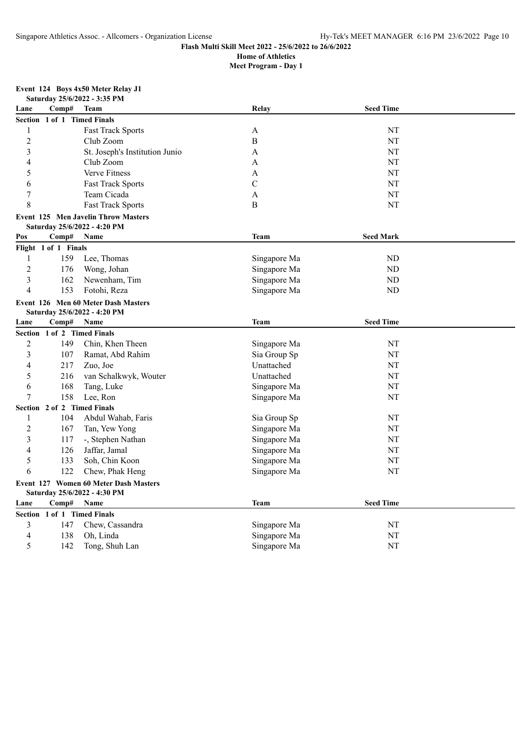**Flash Multi Skill Meet 2022 - 25/6/2022 to 26/6/2022**

**Home of Athletics**

**Meet Program - Day 1**

### Event 124 Boys 4x50 Meter Relay J1

**Saturday 25/6/2022 - 3:35 PM**

| Lane | Comp# | Team | Relay | Seed Time |
|---|---|---|---|---|
| **Section 1 of 1 Timed Finals** | | | | |
| 1 | | Fast Track Sports | A | NT |
| 2 | | Club Zoom | B | NT |
| 3 | | St. Joseph's Institution Junio | A | NT |
| 4 | | Club Zoom | A | NT |
| 5 | | Verve Fitness | A | NT |
| 6 | | Fast Track Sports | C | NT |
| 7 | | Team Cicada | A | NT |
| 8 | | Fast Track Sports | B | NT |

### Event 125 Men Javelin Throw Masters

**Saturday 25/6/2022 - 4:20 PM**

| Pos | Comp# | Name | Team | Seed Mark |
|---|---|---|---|---|
| **Flight 1 of 1 Finals** | | | | |
| 1 | 159 | Lee, Thomas | Singapore Ma | ND |
| 2 | 176 | Wong, Johan | Singapore Ma | ND |
| 3 | 162 | Newenham, Tim | Singapore Ma | ND |
| 4 | 153 | Fotohi, Reza | Singapore Ma | ND |

### Event 126 Men 60 Meter Dash Masters

**Saturday 25/6/2022 - 4:20 PM**

| Lane | Comp# | Name | Team | Seed Time |
|---|---|---|---|---|
| **Section 1 of 2 Timed Finals** | | | | |
| 2 | 149 | Chin, Khen Theen | Singapore Ma | NT |
| 3 | 107 | Ramat, Abd Rahim | Sia Group Sp | NT |
| 4 | 217 | Zuo, Joe | Unattached | NT |
| 5 | 216 | van Schalkwyk, Wouter | Unattached | NT |
| 6 | 168 | Tang, Luke | Singapore Ma | NT |
| 7 | 158 | Lee, Ron | Singapore Ma | NT |
| **Section 2 of 2 Timed Finals** | | | | |
| 1 | 104 | Abdul Wahab, Faris | Sia Group Sp | NT |
| 2 | 167 | Tan, Yew Yong | Singapore Ma | NT |
| 3 | 117 | -, Stephen Nathan | Singapore Ma | NT |
| 4 | 126 | Jaffar, Jamal | Singapore Ma | NT |
| 5 | 133 | Soh, Chin Koon | Singapore Ma | NT |
| 6 | 122 | Chew, Phak Heng | Singapore Ma | NT |

### Event 127 Women 60 Meter Dash Masters

**Saturday 25/6/2022 - 4:30 PM**

| Lane | Comp# | Name | Team | Seed Time |
|---|---|---|---|---|
| **Section 1 of 1 Timed Finals** | | | | |
| 3 | 147 | Chew, Cassandra | Singapore Ma | NT |
| 4 | 138 | Oh, Linda | Singapore Ma | NT |
| 5 | 142 | Tong, Shuh Lan | Singapore Ma | NT |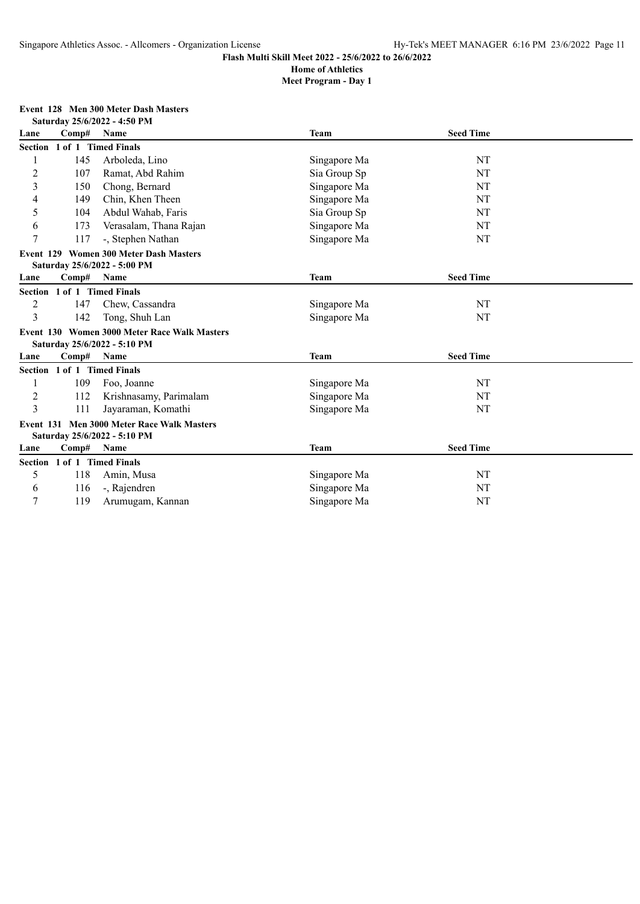**Flash Multi Skill Meet 2022 - 25/6/2022 to 26/6/2022**
**Home of Athletics**
**Meet Program - Day 1**

### Event 128 Men 300 Meter Dash Masters

Saturday 25/6/2022 - 4:50 PM

| Lane | Comp# | Name | Team | Seed Time |
|---|---|---|---|---|
| **Section 1 of 1 Timed Finals** | | | | |
| 1 | 145 | Arboleda, Lino | Singapore Ma | NT |
| 2 | 107 | Ramat, Abd Rahim | Sia Group Sp | NT |
| 3 | 150 | Chong, Bernard | Singapore Ma | NT |
| 4 | 149 | Chin, Khen Theen | Singapore Ma | NT |
| 5 | 104 | Abdul Wahab, Faris | Sia Group Sp | NT |
| 6 | 173 | Verasalam, Thana Rajan | Singapore Ma | NT |
| 7 | 117 | -, Stephen Nathan | Singapore Ma | NT |

### Event 129 Women 300 Meter Dash Masters

Saturday 25/6/2022 - 5:00 PM

| Lane | Comp# | Name | Team | Seed Time |
|---|---|---|---|---|
| **Section 1 of 1 Timed Finals** | | | | |
| 2 | 147 | Chew, Cassandra | Singapore Ma | NT |
| 3 | 142 | Tong, Shuh Lan | Singapore Ma | NT |

### Event 130 Women 3000 Meter Race Walk Masters

Saturday 25/6/2022 - 5:10 PM

| Lane | Comp# | Name | Team | Seed Time |
|---|---|---|---|---|
| **Section 1 of 1 Timed Finals** | | | | |
| 1 | 109 | Foo, Joanne | Singapore Ma | NT |
| 2 | 112 | Krishnasamy, Parimalam | Singapore Ma | NT |
| 3 | 111 | Jayaraman, Komathi | Singapore Ma | NT |

### Event 131 Men 3000 Meter Race Walk Masters

Saturday 25/6/2022 - 5:10 PM

| Lane | Comp# | Name | Team | Seed Time |
|---|---|---|---|---|
| **Section 1 of 1 Timed Finals** | | | | |
| 5 | 118 | Amin, Musa | Singapore Ma | NT |
| 6 | 116 | -, Rajendren | Singapore Ma | NT |
| 7 | 119 | Arumugam, Kannan | Singapore Ma | NT |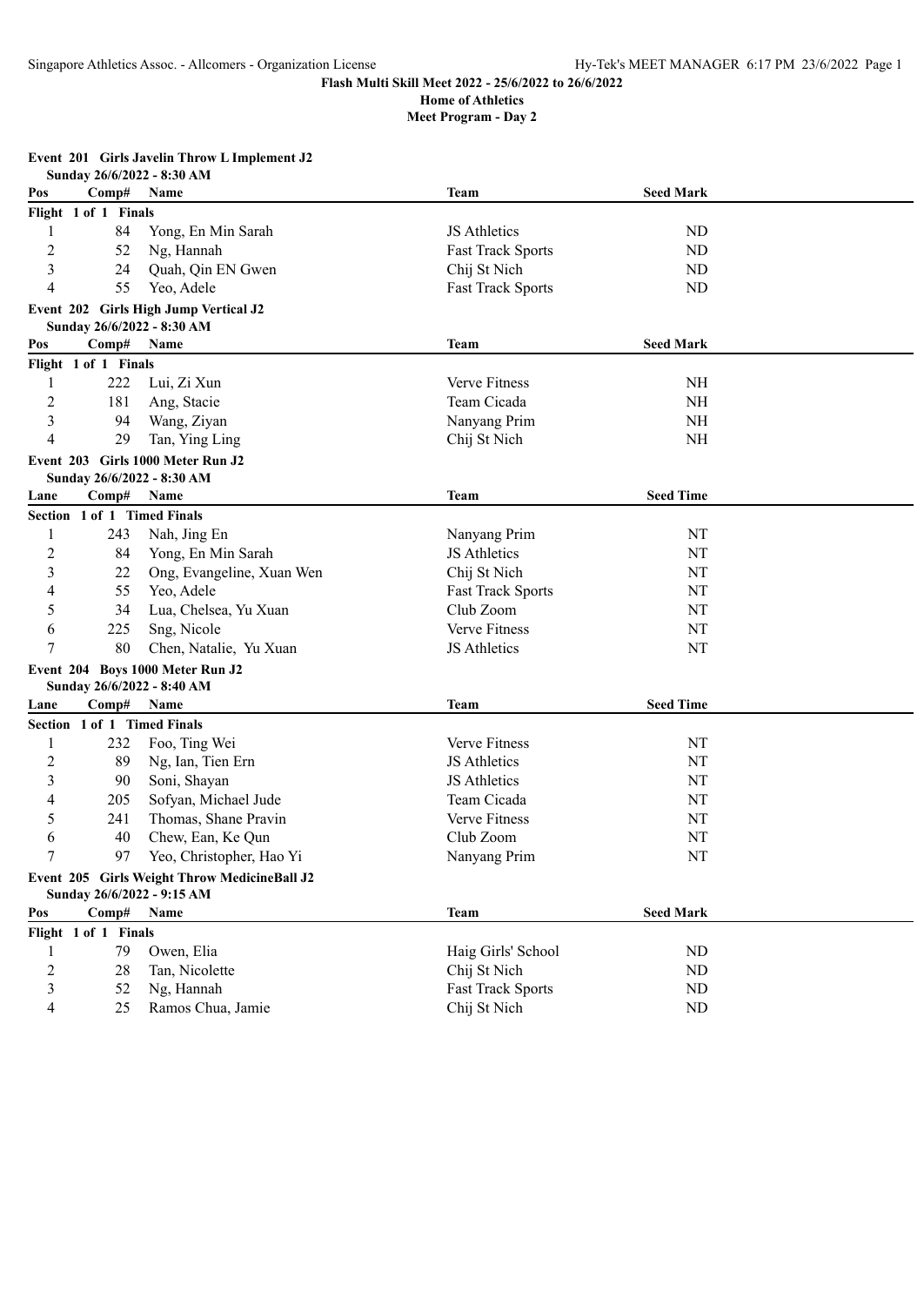**Flash Multi Skill Meet 2022 - 25/6/2022 to 26/6/2022**

**Home of Athletics**

**Meet Program - Day 2**

**Event 201 Girls Javelin Throw L Implement J2**

**Sunday 26/6/2022 - 8:30 AM**

| Pos | Comp# | Name | Team | Seed Mark |
|---|---|---|---|---|
| **Flight 1 of 1 Finals** | | | | |
| 1 | 84 | Yong, En Min Sarah | JS Athletics | ND |
| 2 | 52 | Ng, Hannah | Fast Track Sports | ND |
| 3 | 24 | Quah, Qin EN Gwen | Chij St Nich | ND |
| 4 | 55 | Yeo, Adele | Fast Track Sports | ND |

**Event 202 Girls High Jump Vertical J2**

**Sunday 26/6/2022 - 8:30 AM**

| Pos | Comp# | Name | Team | Seed Mark |
|---|---|---|---|---|
| **Flight 1 of 1 Finals** | | | | |
| 1 | 222 | Lui, Zi Xun | Verve Fitness | NH |
| 2 | 181 | Ang, Stacie | Team Cicada | NH |
| 3 | 94 | Wang, Ziyan | Nanyang Prim | NH |
| 4 | 29 | Tan, Ying Ling | Chij St Nich | NH |

**Event 203 Girls 1000 Meter Run J2**

**Sunday 26/6/2022 - 8:30 AM**

| Lane | Comp# | Name | Team | Seed Time |
|---|---|---|---|---|
| **Section 1 of 1 Timed Finals** | | | | |
| 1 | 243 | Nah, Jing En | Nanyang Prim | NT |
| 2 | 84 | Yong, En Min Sarah | JS Athletics | NT |
| 3 | 22 | Ong, Evangeline, Xuan Wen | Chij St Nich | NT |
| 4 | 55 | Yeo, Adele | Fast Track Sports | NT |
| 5 | 34 | Lua, Chelsea, Yu Xuan | Club Zoom | NT |
| 6 | 225 | Sng, Nicole | Verve Fitness | NT |
| 7 | 80 | Chen, Natalie, Yu Xuan | JS Athletics | NT |

**Event 204 Boys 1000 Meter Run J2**

**Sunday 26/6/2022 - 8:40 AM**

| Lane | Comp# | Name | Team | Seed Time |
|---|---|---|---|---|
| **Section 1 of 1 Timed Finals** | | | | |
| 1 | 232 | Foo, Ting Wei | Verve Fitness | NT |
| 2 | 89 | Ng, Ian, Tien Ern | JS Athletics | NT |
| 3 | 90 | Soni, Shayan | JS Athletics | NT |
| 4 | 205 | Sofyan, Michael Jude | Team Cicada | NT |
| 5 | 241 | Thomas, Shane Pravin | Verve Fitness | NT |
| 6 | 40 | Chew, Ean, Ke Qun | Club Zoom | NT |
| 7 | 97 | Yeo, Christopher, Hao Yi | Nanyang Prim | NT |

**Event 205 Girls Weight Throw MedicineBall J2**

**Sunday 26/6/2022 - 9:15 AM**

| Pos | Comp# | Name | Team | Seed Mark |
|---|---|---|---|---|
| **Flight 1 of 1 Finals** | | | | |
| 1 | 79 | Owen, Elia | Haig Girls' School | ND |
| 2 | 28 | Tan, Nicolette | Chij St Nich | ND |
| 3 | 52 | Ng, Hannah | Fast Track Sports | ND |
| 4 | 25 | Ramos Chua, Jamie | Chij St Nich | ND |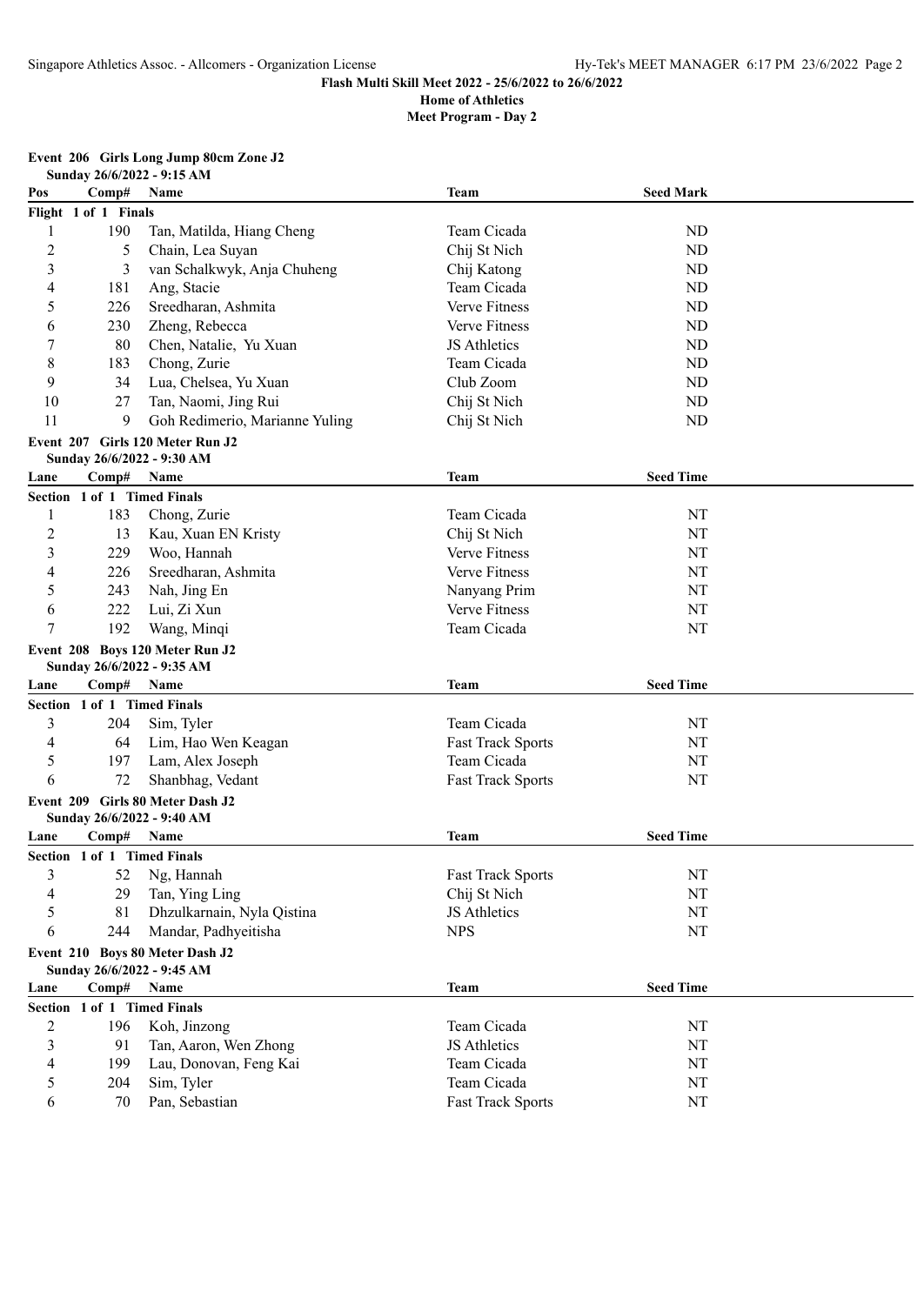**Flash Multi Skill Meet 2022 - 25/6/2022 to 26/6/2022**

**Home of Athletics**

**Meet Program - Day 2**

### Event 206 Girls Long Jump 80cm Zone J2

Sunday 26/6/2022 - 9:15 AM

| Pos | Comp# | Name | Team | Seed Mark |
|---|---|---|---|---|
| **Flight 1 of 1 Finals** | | | | |
| 1 | 190 | Tan, Matilda, Hiang Cheng | Team Cicada | ND |
| 2 | 5 | Chain, Lea Suyan | Chij St Nich | ND |
| 3 | 3 | van Schalkwyk, Anja Chuheng | Chij Katong | ND |
| 4 | 181 | Ang, Stacie | Team Cicada | ND |
| 5 | 226 | Sreedharan, Ashmita | Verve Fitness | ND |
| 6 | 230 | Zheng, Rebecca | Verve Fitness | ND |
| 7 | 80 | Chen, Natalie, Yu Xuan | JS Athletics | ND |
| 8 | 183 | Chong, Zurie | Team Cicada | ND |
| 9 | 34 | Lua, Chelsea, Yu Xuan | Club Zoom | ND |
| 10 | 27 | Tan, Naomi, Jing Rui | Chij St Nich | ND |
| 11 | 9 | Goh Redimerio, Marianne Yuling | Chij St Nich | ND |

### Event 207 Girls 120 Meter Run J2

Sunday 26/6/2022 - 9:30 AM

| Lane | Comp# | Name | Team | Seed Time |
|---|---|---|---|---|
| **Section 1 of 1 Timed Finals** | | | | |
| 1 | 183 | Chong, Zurie | Team Cicada | NT |
| 2 | 13 | Kau, Xuan EN Kristy | Chij St Nich | NT |
| 3 | 229 | Woo, Hannah | Verve Fitness | NT |
| 4 | 226 | Sreedharan, Ashmita | Verve Fitness | NT |
| 5 | 243 | Nah, Jing En | Nanyang Prim | NT |
| 6 | 222 | Lui, Zi Xun | Verve Fitness | NT |
| 7 | 192 | Wang, Minqi | Team Cicada | NT |

### Event 208 Boys 120 Meter Run J2

Sunday 26/6/2022 - 9:35 AM

| Lane | Comp# | Name | Team | Seed Time |
|---|---|---|---|---|
| **Section 1 of 1 Timed Finals** | | | | |
| 3 | 204 | Sim, Tyler | Team Cicada | NT |
| 4 | 64 | Lim, Hao Wen Keagan | Fast Track Sports | NT |
| 5 | 197 | Lam, Alex Joseph | Team Cicada | NT |
| 6 | 72 | Shanbhag, Vedant | Fast Track Sports | NT |

### Event 209 Girls 80 Meter Dash J2

Sunday 26/6/2022 - 9:40 AM

| Lane | Comp# | Name | Team | Seed Time |
|---|---|---|---|---|
| **Section 1 of 1 Timed Finals** | | | | |
| 3 | 52 | Ng, Hannah | Fast Track Sports | NT |
| 4 | 29 | Tan, Ying Ling | Chij St Nich | NT |
| 5 | 81 | Dhzulkarnain, Nyla Qistina | JS Athletics | NT |
| 6 | 244 | Mandar, Padhyeitisha | NPS | NT |

### Event 210 Boys 80 Meter Dash J2

Sunday 26/6/2022 - 9:45 AM

| Lane | Comp# | Name | Team | Seed Time |
|---|---|---|---|---|
| **Section 1 of 1 Timed Finals** | | | | |
| 2 | 196 | Koh, Jinzong | Team Cicada | NT |
| 3 | 91 | Tan, Aaron, Wen Zhong | JS Athletics | NT |
| 4 | 199 | Lau, Donovan, Feng Kai | Team Cicada | NT |
| 5 | 204 | Sim, Tyler | Team Cicada | NT |
| 6 | 70 | Pan, Sebastian | Fast Track Sports | NT |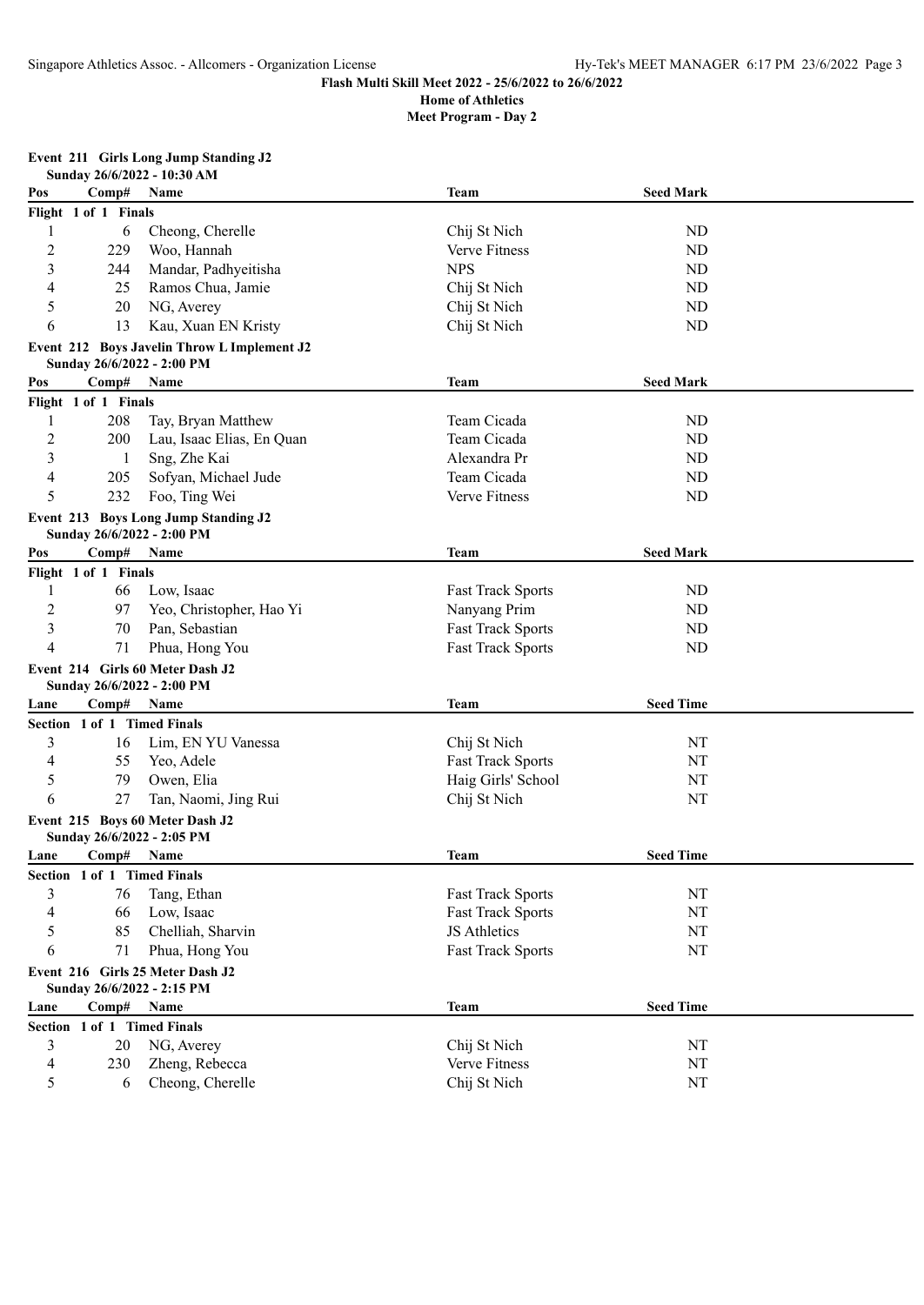**Flash Multi Skill Meet 2022 - 25/6/2022 to 26/6/2022**
**Home of Athletics**
**Meet Program - Day 2**

**Event 211 Girls Long Jump Standing J2**
**Sunday 26/6/2022 - 10:30 AM**

| Pos | Comp# | Name | Team | Seed Mark |
|---|---|---|---|---|
| **Flight 1 of 1 Finals** | | | | |
| 1 | 6 | Cheong, Cherelle | Chij St Nich | ND |
| 2 | 229 | Woo, Hannah | Verve Fitness | ND |
| 3 | 244 | Mandar, Padhyeitisha | NPS | ND |
| 4 | 25 | Ramos Chua, Jamie | Chij St Nich | ND |
| 5 | 20 | NG, Averey | Chij St Nich | ND |
| 6 | 13 | Kau, Xuan EN Kristy | Chij St Nich | ND |

**Event 212 Boys Javelin Throw L Implement J2**
**Sunday 26/6/2022 - 2:00 PM**

| Pos | Comp# | Name | Team | Seed Mark |
|---|---|---|---|---|
| **Flight 1 of 1 Finals** | | | | |
| 1 | 208 | Tay, Bryan Matthew | Team Cicada | ND |
| 2 | 200 | Lau, Isaac Elias, En Quan | Team Cicada | ND |
| 3 | 1 | Sng, Zhe Kai | Alexandra Pr | ND |
| 4 | 205 | Sofyan, Michael Jude | Team Cicada | ND |
| 5 | 232 | Foo, Ting Wei | Verve Fitness | ND |

**Event 213 Boys Long Jump Standing J2**
**Sunday 26/6/2022 - 2:00 PM**

| Pos | Comp# | Name | Team | Seed Mark |
|---|---|---|---|---|
| **Flight 1 of 1 Finals** | | | | |
| 1 | 66 | Low, Isaac | Fast Track Sports | ND |
| 2 | 97 | Yeo, Christopher, Hao Yi | Nanyang Prim | ND |
| 3 | 70 | Pan, Sebastian | Fast Track Sports | ND |
| 4 | 71 | Phua, Hong You | Fast Track Sports | ND |

**Event 214 Girls 60 Meter Dash J2**
**Sunday 26/6/2022 - 2:00 PM**

| Lane | Comp# | Name | Team | Seed Time |
|---|---|---|---|---|
| **Section 1 of 1 Timed Finals** | | | | |
| 3 | 16 | Lim, EN YU Vanessa | Chij St Nich | NT |
| 4 | 55 | Yeo, Adele | Fast Track Sports | NT |
| 5 | 79 | Owen, Elia | Haig Girls' School | NT |
| 6 | 27 | Tan, Naomi, Jing Rui | Chij St Nich | NT |

**Event 215 Boys 60 Meter Dash J2**
**Sunday 26/6/2022 - 2:05 PM**

| Lane | Comp# | Name | Team | Seed Time |
|---|---|---|---|---|
| **Section 1 of 1 Timed Finals** | | | | |
| 3 | 76 | Tang, Ethan | Fast Track Sports | NT |
| 4 | 66 | Low, Isaac | Fast Track Sports | NT |
| 5 | 85 | Chelliah, Sharvin | JS Athletics | NT |
| 6 | 71 | Phua, Hong You | Fast Track Sports | NT |

**Event 216 Girls 25 Meter Dash J2**
**Sunday 26/6/2022 - 2:15 PM**

| Lane | Comp# | Name | Team | Seed Time |
|---|---|---|---|---|
| **Section 1 of 1 Timed Finals** | | | | |
| 3 | 20 | NG, Averey | Chij St Nich | NT |
| 4 | 230 | Zheng, Rebecca | Verve Fitness | NT |
| 5 | 6 | Cheong, Cherelle | Chij St Nich | NT |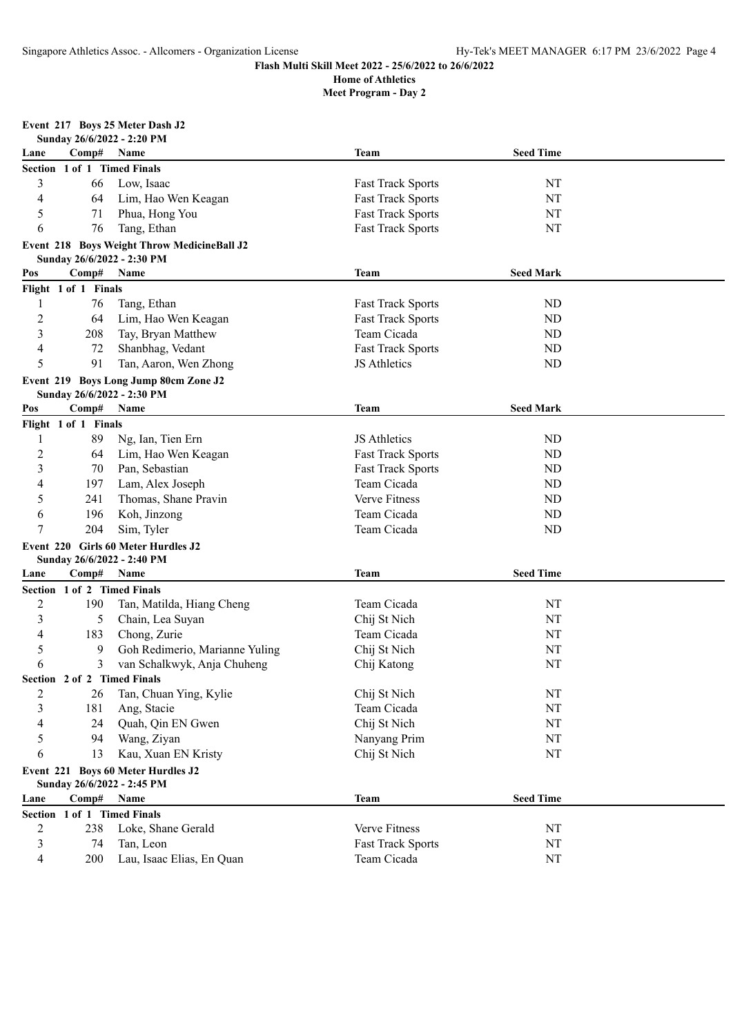**Flash Multi Skill Meet 2022 - 25/6/2022 to 26/6/2022**

**Home of Athletics**

**Meet Program - Day 2**

### Event 217 Boys 25 Meter Dash J2

**Sunday 26/6/2022 - 2:20 PM**

| Lane | Comp# | Name | Team | Seed Time |
|---|---|---|---|---|
| **Section 1 of 1 Timed Finals** | | | | |
| 3 | 66 | Low, Isaac | Fast Track Sports | NT |
| 4 | 64 | Lim, Hao Wen Keagan | Fast Track Sports | NT |
| 5 | 71 | Phua, Hong You | Fast Track Sports | NT |
| 6 | 76 | Tang, Ethan | Fast Track Sports | NT |

### Event 218 Boys Weight Throw MedicineBall J2

**Sunday 26/6/2022 - 2:30 PM**

| Pos | Comp# | Name | Team | Seed Mark |
|---|---|---|---|---|
| **Flight 1 of 1 Finals** | | | | |
| 1 | 76 | Tang, Ethan | Fast Track Sports | ND |
| 2 | 64 | Lim, Hao Wen Keagan | Fast Track Sports | ND |
| 3 | 208 | Tay, Bryan Matthew | Team Cicada | ND |
| 4 | 72 | Shanbhag, Vedant | Fast Track Sports | ND |
| 5 | 91 | Tan, Aaron, Wen Zhong | JS Athletics | ND |

### Event 219 Boys Long Jump 80cm Zone J2

**Sunday 26/6/2022 - 2:30 PM**

| Pos | Comp# | Name | Team | Seed Mark |
|---|---|---|---|---|
| **Flight 1 of 1 Finals** | | | | |
| 1 | 89 | Ng, Ian, Tien Ern | JS Athletics | ND |
| 2 | 64 | Lim, Hao Wen Keagan | Fast Track Sports | ND |
| 3 | 70 | Pan, Sebastian | Fast Track Sports | ND |
| 4 | 197 | Lam, Alex Joseph | Team Cicada | ND |
| 5 | 241 | Thomas, Shane Pravin | Verve Fitness | ND |
| 6 | 196 | Koh, Jinzong | Team Cicada | ND |
| 7 | 204 | Sim, Tyler | Team Cicada | ND |

### Event 220 Girls 60 Meter Hurdles J2

**Sunday 26/6/2022 - 2:40 PM**

| Lane | Comp# | Name | Team | Seed Time |
|---|---|---|---|---|
| **Section 1 of 2 Timed Finals** | | | | |
| 2 | 190 | Tan, Matilda, Hiang Cheng | Team Cicada | NT |
| 3 | 5 | Chain, Lea Suyan | Chij St Nich | NT |
| 4 | 183 | Chong, Zurie | Team Cicada | NT |
| 5 | 9 | Goh Redimerio, Marianne Yuling | Chij St Nich | NT |
| 6 | 3 | van Schalkwyk, Anja Chuheng | Chij Katong | NT |
| **Section 2 of 2 Timed Finals** | | | | |
| 2 | 26 | Tan, Chuan Ying, Kylie | Chij St Nich | NT |
| 3 | 181 | Ang, Stacie | Team Cicada | NT |
| 4 | 24 | Quah, Qin EN Gwen | Chij St Nich | NT |
| 5 | 94 | Wang, Ziyan | Nanyang Prim | NT |
| 6 | 13 | Kau, Xuan EN Kristy | Chij St Nich | NT |

### Event 221 Boys 60 Meter Hurdles J2

**Sunday 26/6/2022 - 2:45 PM**

| Lane | Comp# | Name | Team | Seed Time |
|---|---|---|---|---|
| **Section 1 of 1 Timed Finals** | | | | |
| 2 | 238 | Loke, Shane Gerald | Verve Fitness | NT |
| 3 | 74 | Tan, Leon | Fast Track Sports | NT |
| 4 | 200 | Lau, Isaac Elias, En Quan | Team Cicada | NT |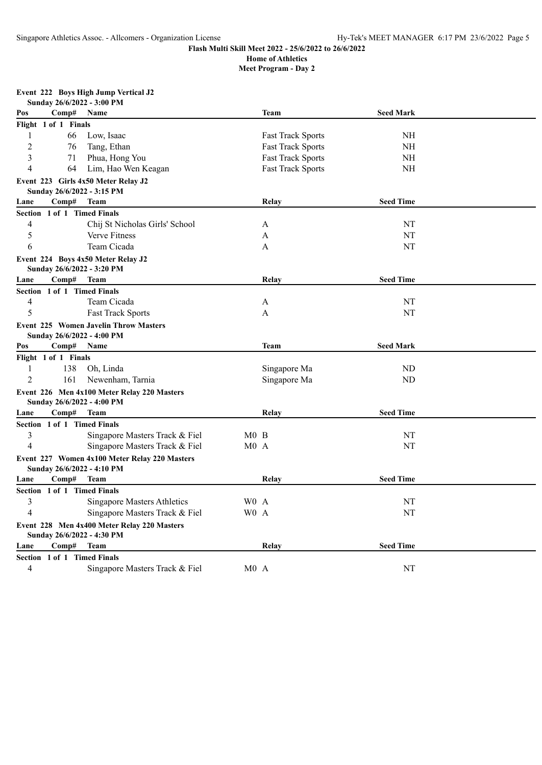**Flash Multi Skill Meet 2022 - 25/6/2022 to 26/6/2022**

**Home of Athletics**

**Meet Program - Day 2**

**Event 222 Boys High Jump Vertical J2**
**Sunday 26/6/2022 - 3:00 PM**

| Pos | Comp# | Name | Team | Seed Mark |
|---|---|---|---|---|
| **Flight 1 of 1 Finals** | | | | |
| 1 | 66 | Low, Isaac | Fast Track Sports | NH |
| 2 | 76 | Tang, Ethan | Fast Track Sports | NH |
| 3 | 71 | Phua, Hong You | Fast Track Sports | NH |
| 4 | 64 | Lim, Hao Wen Keagan | Fast Track Sports | NH |

**Event 223 Girls 4x50 Meter Relay J2**
**Sunday 26/6/2022 - 3:15 PM**

| Lane | Comp# | Team | Relay | Seed Time |
|---|---|---|---|---|
| **Section 1 of 1 Timed Finals** | | | | |
| 4 | | Chij St Nicholas Girls' School | A | NT |
| 5 | | Verve Fitness | A | NT |
| 6 | | Team Cicada | A | NT |

**Event 224 Boys 4x50 Meter Relay J2**
**Sunday 26/6/2022 - 3:20 PM**

| Lane | Comp# | Team | Relay | Seed Time |
|---|---|---|---|---|
| **Section 1 of 1 Timed Finals** | | | | |
| 4 | | Team Cicada | A | NT |
| 5 | | Fast Track Sports | A | NT |

**Event 225 Women Javelin Throw Masters**
**Sunday 26/6/2022 - 4:00 PM**

| Pos | Comp# | Name | Team | Seed Mark |
|---|---|---|---|---|
| **Flight 1 of 1 Finals** | | | | |
| 1 | 138 | Oh, Linda | Singapore Ma | ND |
| 2 | 161 | Newenham, Tarnia | Singapore Ma | ND |

**Event 226 Men 4x100 Meter Relay 220 Masters**
**Sunday 26/6/2022 - 4:00 PM**

| Lane | Comp# | Team | Relay | Seed Time |
|---|---|---|---|---|
| **Section 1 of 1 Timed Finals** | | | | |
| 3 | | Singapore Masters Track & Fiel | M0 B | NT |
| 4 | | Singapore Masters Track & Fiel | M0 A | NT |

**Event 227 Women 4x100 Meter Relay 220 Masters**
**Sunday 26/6/2022 - 4:10 PM**

| Lane | Comp# | Team | Relay | Seed Time |
|---|---|---|---|---|
| **Section 1 of 1 Timed Finals** | | | | |
| 3 | | Singapore Masters Athletics | W0 A | NT |
| 4 | | Singapore Masters Track & Fiel | W0 A | NT |

**Event 228 Men 4x400 Meter Relay 220 Masters**
**Sunday 26/6/2022 - 4:30 PM**

| Lane | Comp# | Team | Relay | Seed Time |
|---|---|---|---|---|
| **Section 1 of 1 Timed Finals** | | | | |
| 4 | | Singapore Masters Track & Fiel | M0 A | NT |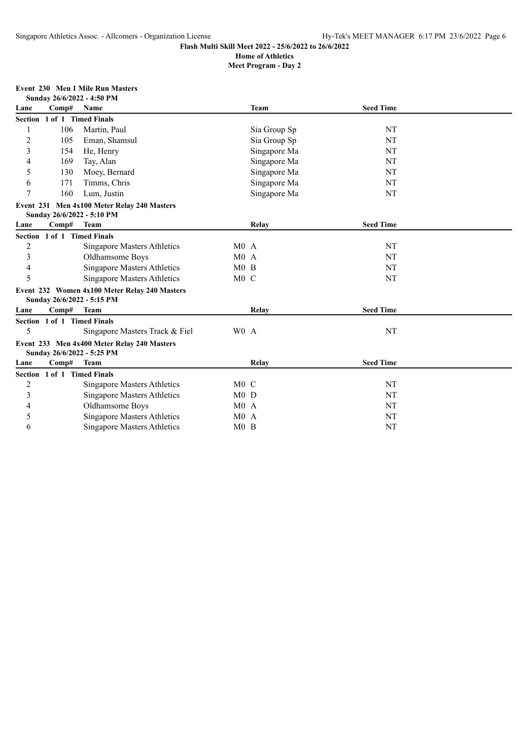**Flash Multi Skill Meet 2022 - 25/6/2022 to 26/6/2022**

**Home of Athletics**

**Meet Program - Day 2**

**Event 230 Men 1 Mile Run Masters**

**Sunday 26/6/2022 - 4:50 PM**

| Lane | Comp# | Name | Team | Seed Time |
|---|---|---|---|---|
| **Section 1 of 1 Timed Finals** | | | | |
| 1 | 106 | Martin, Paul | Sia Group Sp | NT |
| 2 | 105 | Eman, Shamsul | Sia Group Sp | NT |
| 3 | 154 | He, Henry | Singapore Ma | NT |
| 4 | 169 | Tay, Alan | Singapore Ma | NT |
| 5 | 130 | Moey, Bernard | Singapore Ma | NT |
| 6 | 171 | Timms, Chris | Singapore Ma | NT |
| 7 | 160 | Lum, Justin | Singapore Ma | NT |

**Event 231 Men 4x100 Meter Relay 240 Masters**

**Sunday 26/6/2022 - 5:10 PM**

| Lane | Comp# | Team | Relay | Seed Time |
|---|---|---|---|---|
| **Section 1 of 1 Timed Finals** | | | | |
| 2 | | Singapore Masters Athletics | M0 A | NT |
| 3 | | Oldhamsome Boys | M0 A | NT |
| 4 | | Singapore Masters Athletics | M0 B | NT |
| 5 | | Singapore Masters Athletics | M0 C | NT |

**Event 232 Women 4x100 Meter Relay 240 Masters**

**Sunday 26/6/2022 - 5:15 PM**

| Lane | Comp# | Team | Relay | Seed Time |
|---|---|---|---|---|
| **Section 1 of 1 Timed Finals** | | | | |
| 5 | | Singapore Masters Track & Fiel | W0 A | NT |

**Event 233 Men 4x400 Meter Relay 240 Masters**

**Sunday 26/6/2022 - 5:25 PM**

| Lane | Comp# | Team | Relay | Seed Time |
|---|---|---|---|---|
| **Section 1 of 1 Timed Finals** | | | | |
| 2 | | Singapore Masters Athletics | M0 C | NT |
| 3 | | Singapore Masters Athletics | M0 D | NT |
| 4 | | Oldhamsome Boys | M0 A | NT |
| 5 | | Singapore Masters Athletics | M0 A | NT |
| 6 | | Singapore Masters Athletics | M0 B | NT |